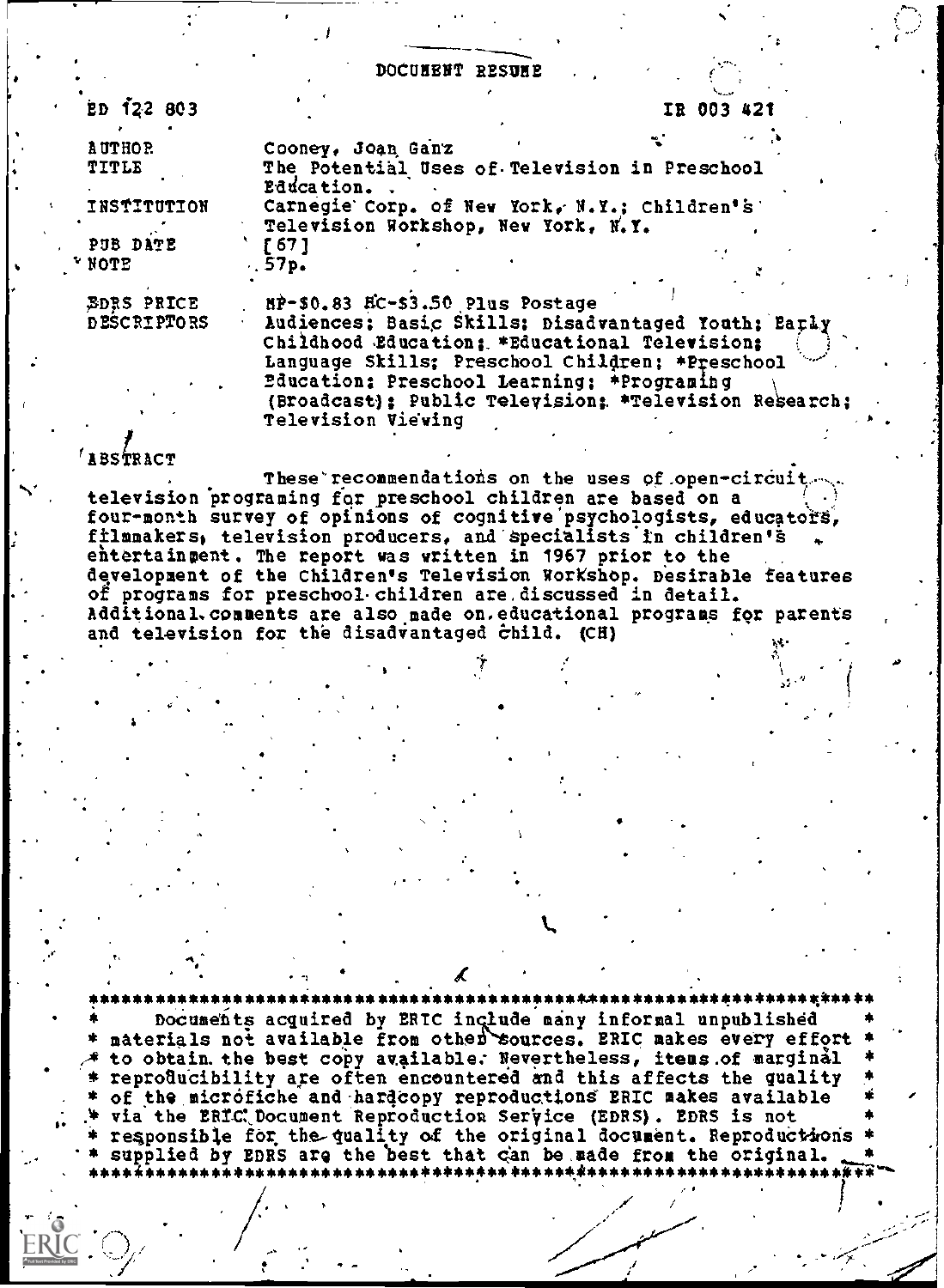DOCUMENT RESUME

ED 122 803 IR 003 421

| | |
|---|---|
| AUTHOR | Cooney, Joan Ganz |
| TITLE | The Potential Uses of Television in Preschool Education. |
| INSTITUTION | Carnegie Corp. of New York, N.Y.; Children's Television Workshop, New York, N.Y. |
| PUB DATE | [67] |
| NOTE | 57p. |
| EDRS PRICE | MF-$0.83 HC-$3.50 Plus Postage |
| DESCRIPTORS | Audiences; Basic Skills; Disadvantaged Youth; Early Childhood Education; *Educational Television; Language Skills; Preschool Children; *Preschool Education; Preschool Learning; *Programing (Broadcast); Public Television; *Television Research; Television Viewing |

ABSTRACT

These recommendations on the uses of open-circuit television programing for preschool children are based on a four-month survey of opinions of cognitive psychologists, educators, filmmakers, television producers, and specialists in children's entertainment. The report was written in 1967 prior to the development of the Children's Television Workshop. Desirable features of programs for preschool children are discussed in detail. Additional comments are also made on educational programs for parents and television for the disadvantaged child. (CH)

***********************************************************************
* Documents acquired by ERIC include many informal unpublished *
* materials not available from other sources. ERIC makes every effort *
* to obtain the best copy available. Nevertheless, items of marginal *
* reproducibility are often encountered and this affects the quality *
* of the microfiche and hardcopy reproductions ERIC makes available *
* via the ERIC Document Reproduction Service (EDRS). EDRS is not *
* responsible for the quality of the original document. Reproductions *
* supplied by EDRS are the best that can be made from the original. *
***********************************************************************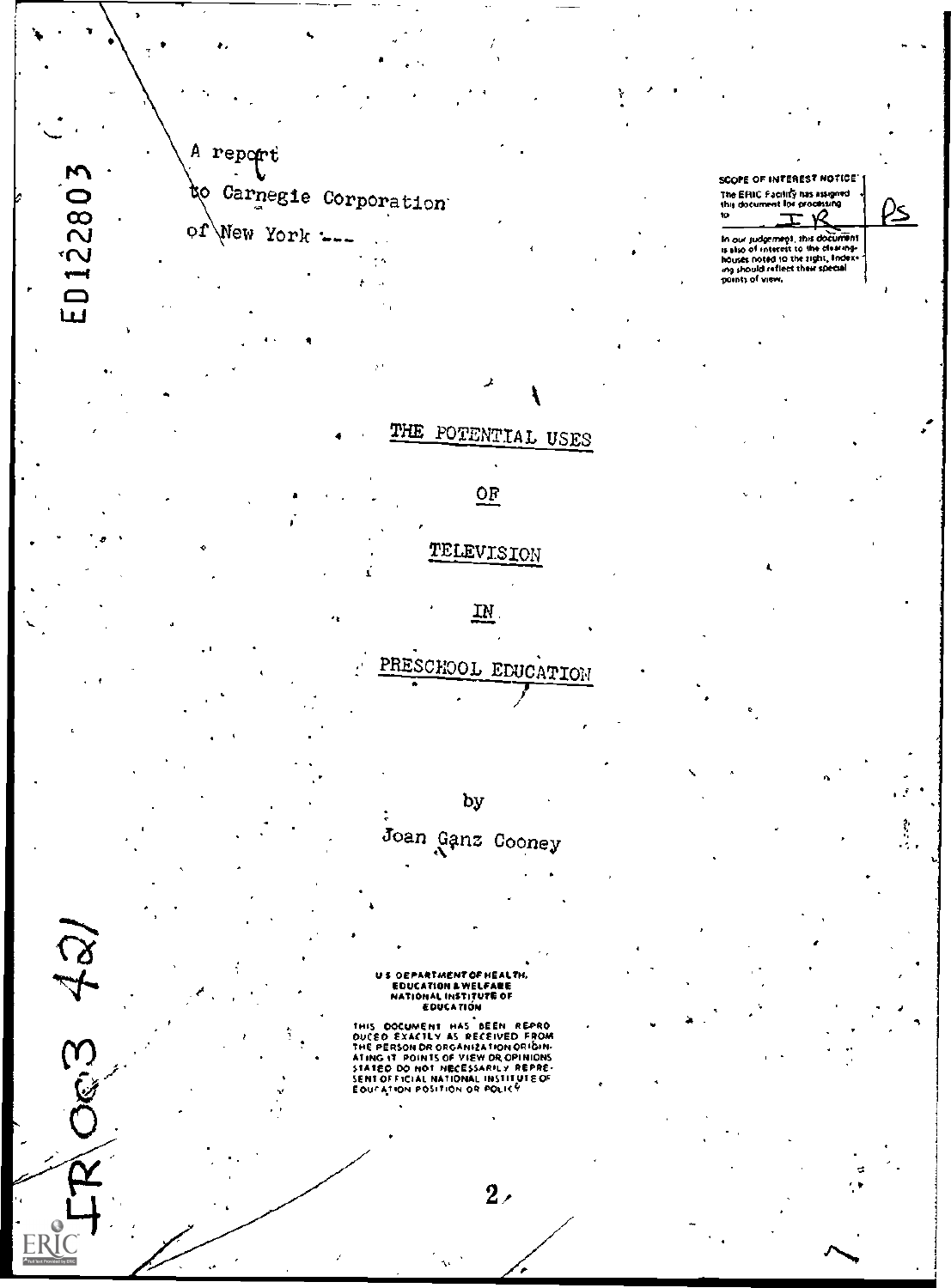ED122803

A report

to Carnegie Corporation

of New York ---

SCOPE OF INTEREST NOTICE

The ERIC Facility has assigned this document for processing to: IR PS

In our judgement, this document is also of interest to the clearinghouses noted to the right. Indexing should reflect their special points of view.

# THE POTENTIAL USES

# OF

# TELEVISION

# IN

# PRESCHOOL EDUCATION

by

Joan Ganz Cooney

U S DEPARTMENT OF HEALTH, EDUCATION & WELFARE NATIONAL INSTITUTE OF EDUCATION

THIS DOCUMENT HAS BEEN REPRODUCED EXACTLY AS RECEIVED FROM THE PERSON OR ORGANIZATION ORIGINATING IT. POINTS OF VIEW OR OPINIONS STATED DO NOT NECESSARILY REPRESENT OFFICIAL NATIONAL INSTITUTE OF EDUCATION POSITION OR POLICY

IR 003 421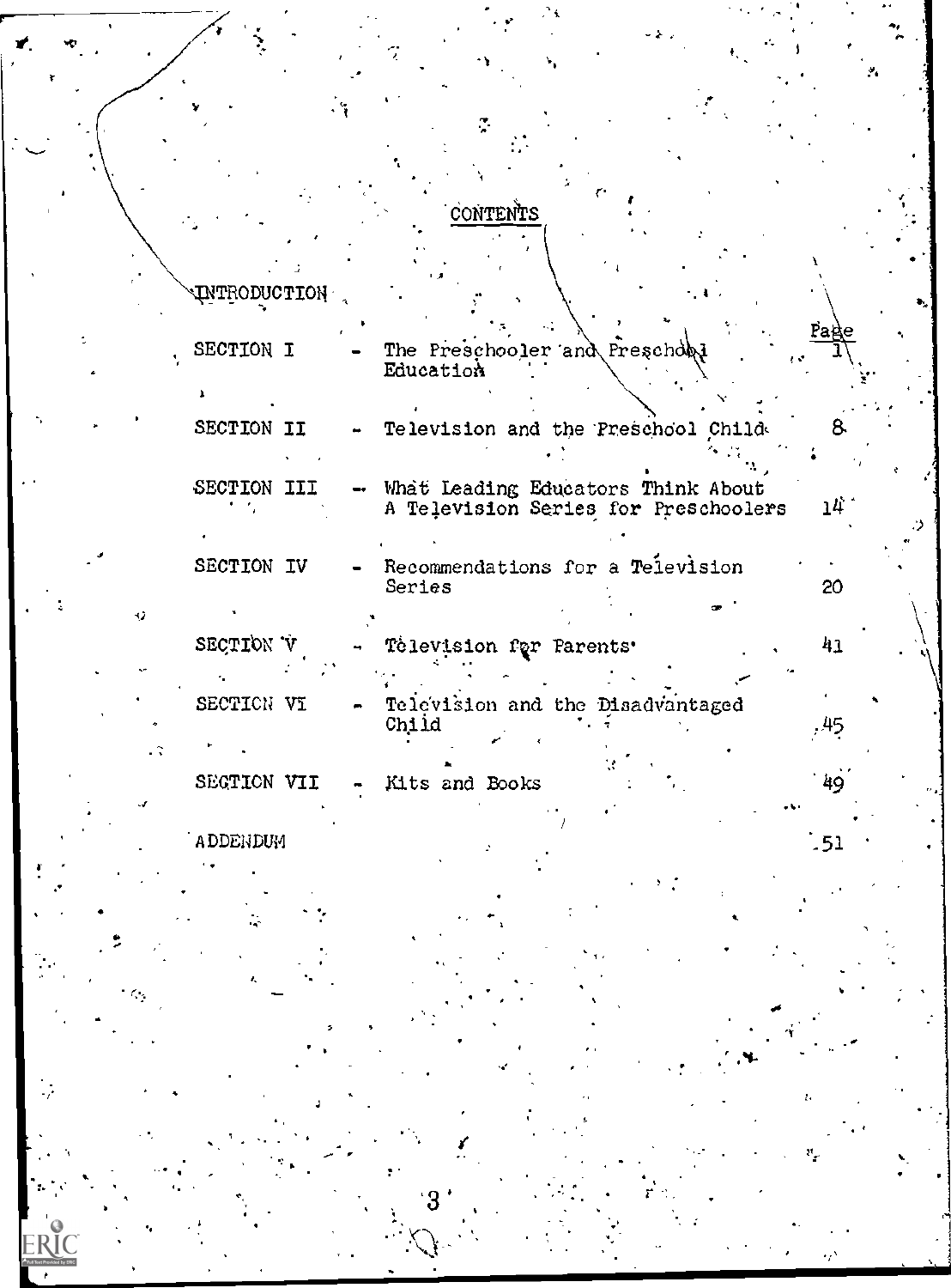# CONTENTS

| | | Page |
|---|---|---|
| INTRODUCTION | | |
| SECTION I | - The Preschooler and Preschool Education | 1 |
| SECTION II | - Television and the Preschool Child | 8 |
| SECTION III | - What Leading Educators Think About A Television Series for Preschoolers | 14 |
| SECTION IV | - Recommendations for a Television Series | 20 |
| SECTION V | - Television for Parents | 41 |
| SECTION VI | - Television and the Disadvantaged Child | 45 |
| SECTION VII | - Kits and Books | 49 |
| ADDENDUM | | 51 |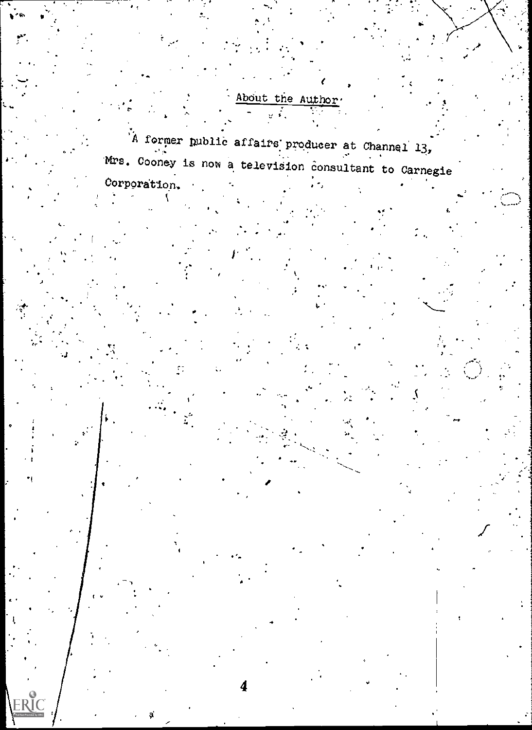## About the Author

A former public affairs producer at Channel 13, Mrs. Cooney is now a television consultant to Carnegie Corporation.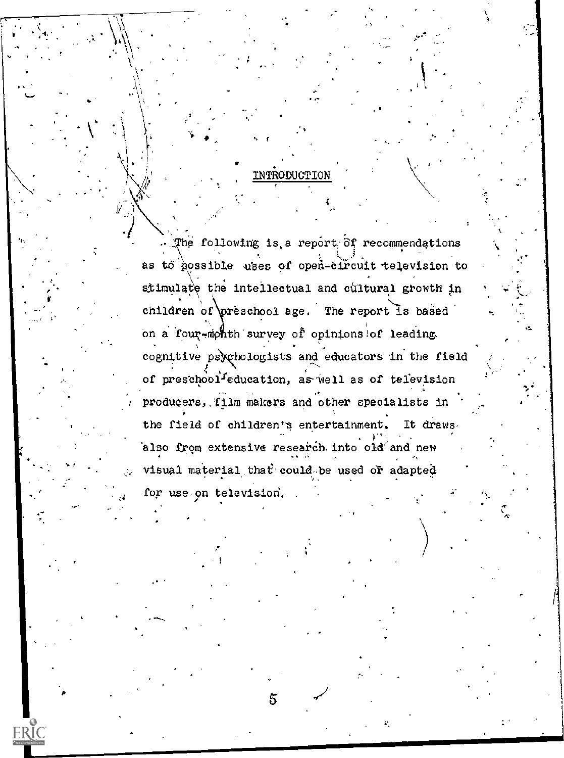# INTRODUCTION

The following is a report of recommendations as to possible uses of open-circuit television to stimulate the intellectual and cultural growth in children of preschool age. The report is based on a four-month survey of opinions of leading cognitive psychologists and educators in the field of preschool education, as well as of television producers, film makers and other specialists in the field of children's entertainment. It draws also from extensive research into old and new visual material that could be used or adapted for use on television.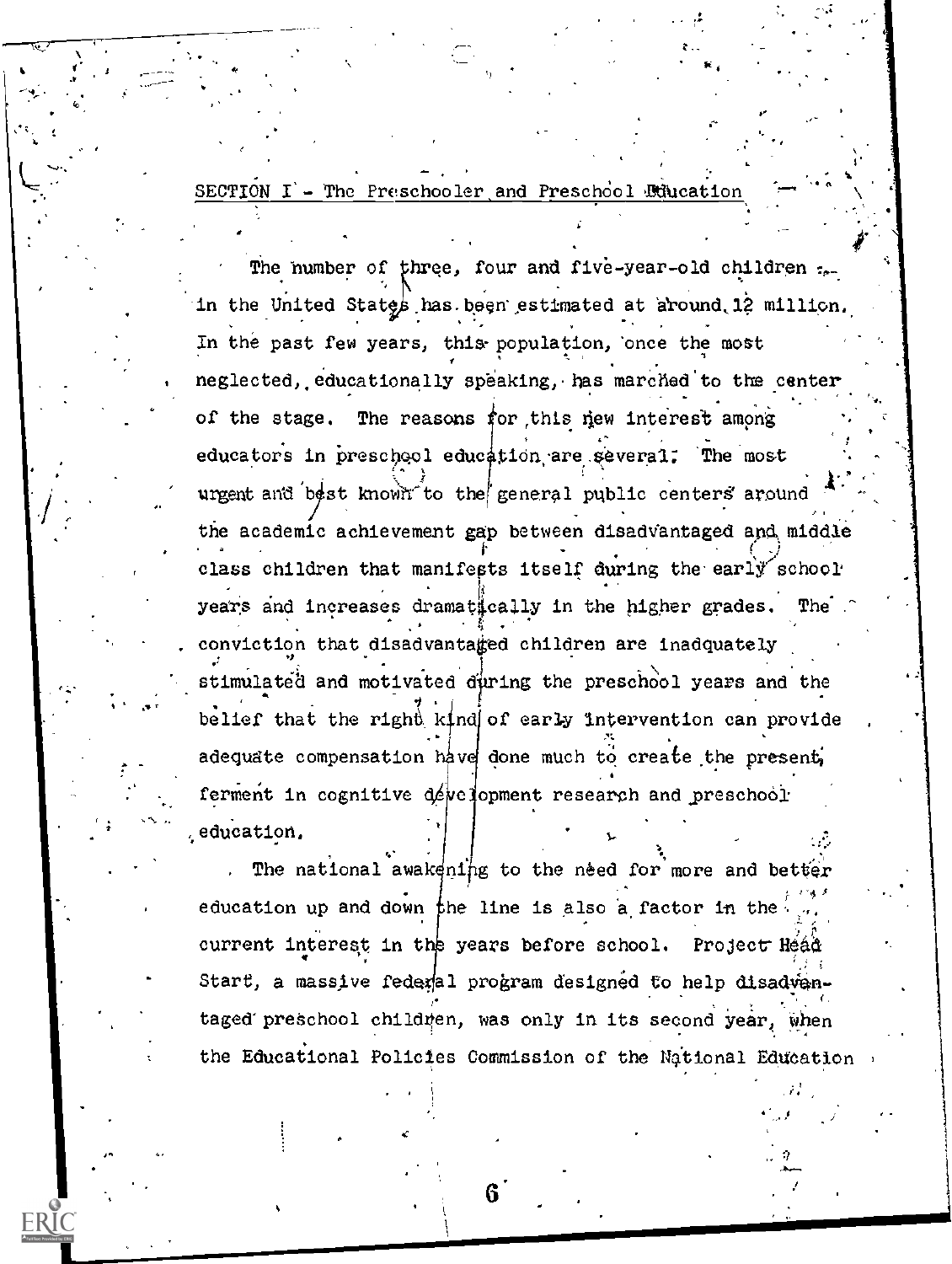## SECTION I - The Preschooler and Preschool Education

The number of three, four and five-year-old children in the United States has been estimated at around 12 million. In the past few years, this population, once the most neglected, educationally speaking, has marched to the center of the stage. The reasons for this new interest among educators in preschool education are several. The most urgent and best known to the general public centers around the academic achievement gap between disadvantaged and middle class children that manifests itself during the early school years and increases dramatically in the higher grades. The conviction that disadvantaged children are inadquately stimulated and motivated during the preschool years and the belief that the right kind of early intervention can provide adequate compensation have done much to create the present ferment in cognitive development research and preschool education.

The national awakening to the need for more and better education up and down the line is also a factor in the current interest in the years before school. Project Head Start, a massive federal program designed to help disadvantaged preschool children, was only in its second year, when the Educational Policies Commission of the National Education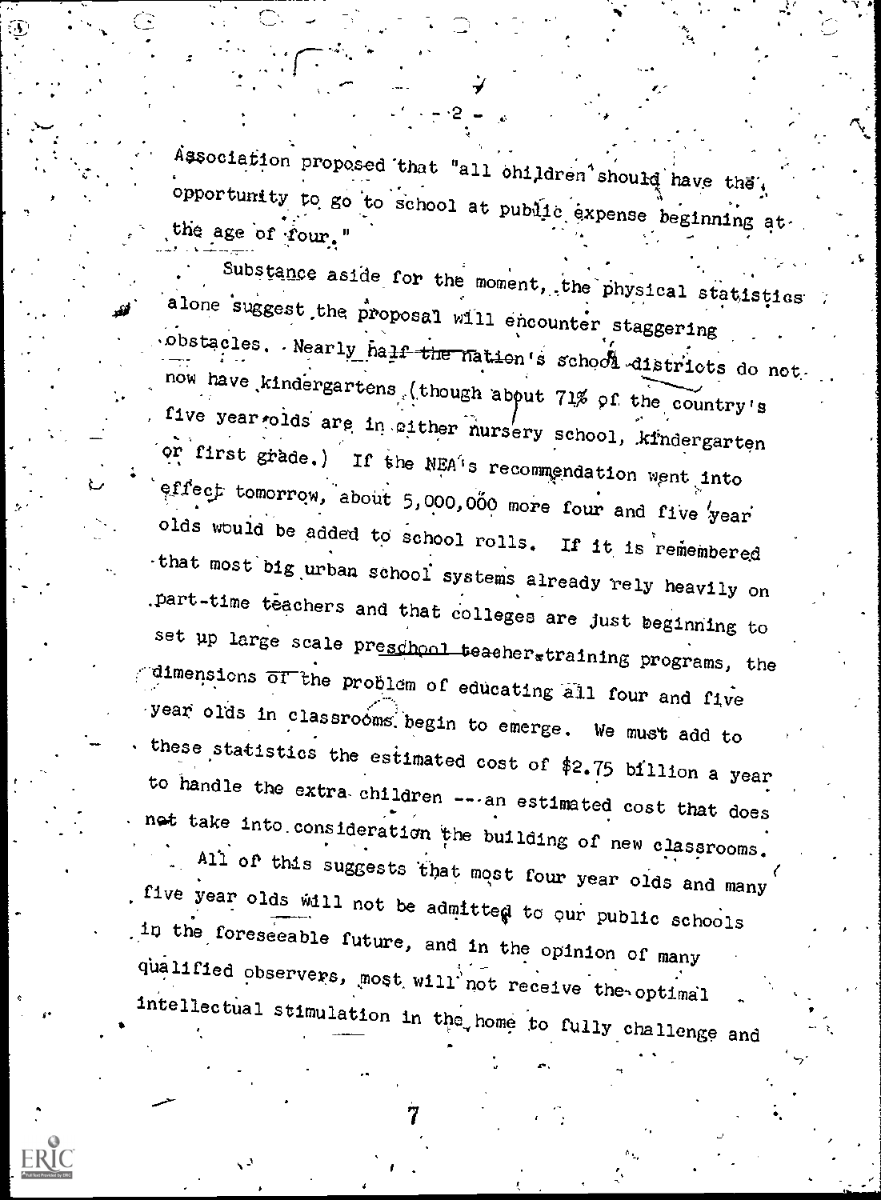Association proposed that "all children should have the opportunity to go to school at public expense beginning at the age of four."

Substance aside for the moment, the physical statistics alone suggest the proposal will encounter staggering obstacles. Nearly half the nation's school districts do not now have kindergartens (though about 71% of the country's five year olds are in either nursery school, kindergarten or first grade.) If the NEA's recommendation went into effect tomorrow, about 5,000,000 more four and five year olds would be added to school rolls. If it is remembered that most big urban school systems already rely heavily on part-time teachers and that colleges are just beginning to set up large scale preschool teacher-training programs, the dimensions of the problem of educating all four and five year olds in classrooms begin to emerge. We must add to these statistics the estimated cost of $2.75 billion a year to handle the extra children -- an estimated cost that does not take into consideration the building of new classrooms.

All of this suggests that most four year olds and many five year olds will not be admitted to our public schools in the foreseeable future, and in the opinion of many qualified observers, most will not receive the optimal intellectual stimulation in the home to fully challenge and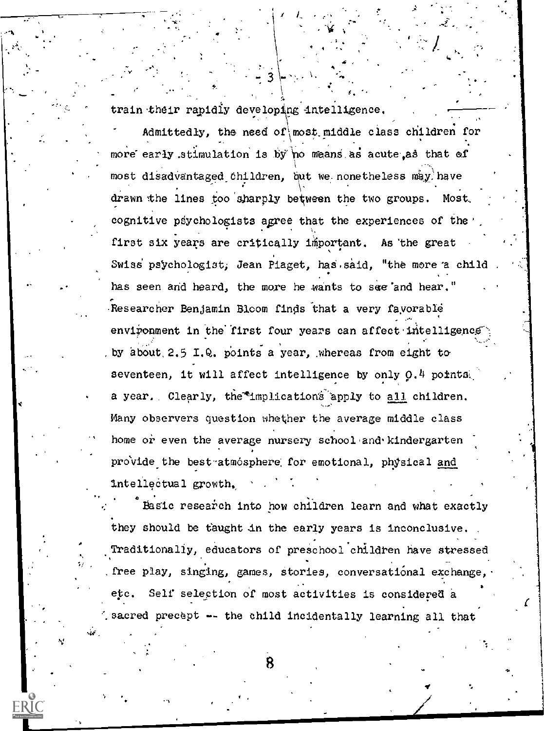train their rapidly developing intelligence.

Admittedly, the need of most middle class children for more early stimulation is by no means as acute as that of most disadvantaged children, but we nonetheless may have drawn the lines too sharply between the two groups. Most cognitive psychologists agree that the experiences of the first six years are critically important. As the great Swiss psychologist, Jean Piaget, has said, "the more a child has seen and heard, the more he wants to see and hear." Researcher Benjamin Bloom finds that a very favorable environment in the first four years can affect intelligence by about 2.5 I.Q. points a year, whereas from eight to seventeen, it will affect intelligence by only 0.4 points a year. Clearly, the implications apply to <u>all</u> children. Many observers question whether the average middle class home or even the average nursery school and kindergarten provide the best atmosphere for emotional, physical <u>and</u> intellectual growth.

Basic research into how children learn and what exactly they should be taught in the early years is inconclusive. Traditionally, educators of preschool children have stressed free play, singing, games, stories, conversational exchange, etc. Self selection of most activities is considered a sacred precept -- the child incidentally learning all that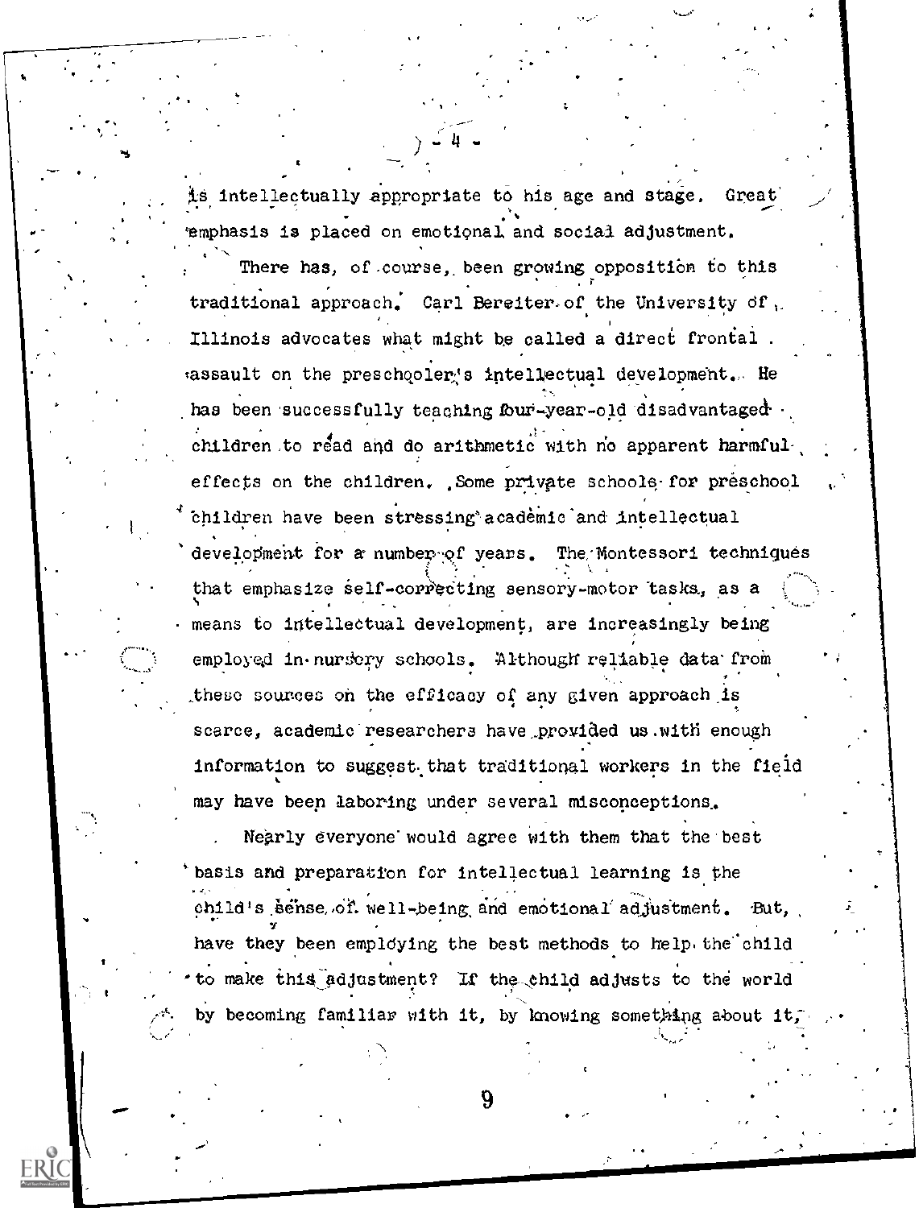is intellectually appropriate to his age and stage. Great emphasis is placed on emotional and social adjustment.

There has, of course, been growing opposition to this traditional approach. Carl Bereiter of the University of Illinois advocates what might be called a direct frontal assault on the preschooler's intellectual development. He has been successfully teaching four-year-old disadvantaged children to read and do arithmetic with no apparent harmful effects on the children. Some private schools for preschool children have been stressing academic and intellectual development for a number of years. The Montessori techniques that emphasize self-correcting sensory-motor tasks, as a means to intellectual development, are increasingly being employed in nursery schools. Although reliable data from these sources on the efficacy of any given approach is scarce, academic researchers have provided us with enough information to suggest that traditional workers in the field may have been laboring under several misconceptions.

Nearly everyone would agree with them that the best basis and preparation for intellectual learning is the child's sense of well-being and emotional adjustment. But, have they been employing the best methods to help the child to make this adjustment? If the child adjusts to the world by becoming familiar with it, by knowing something about it,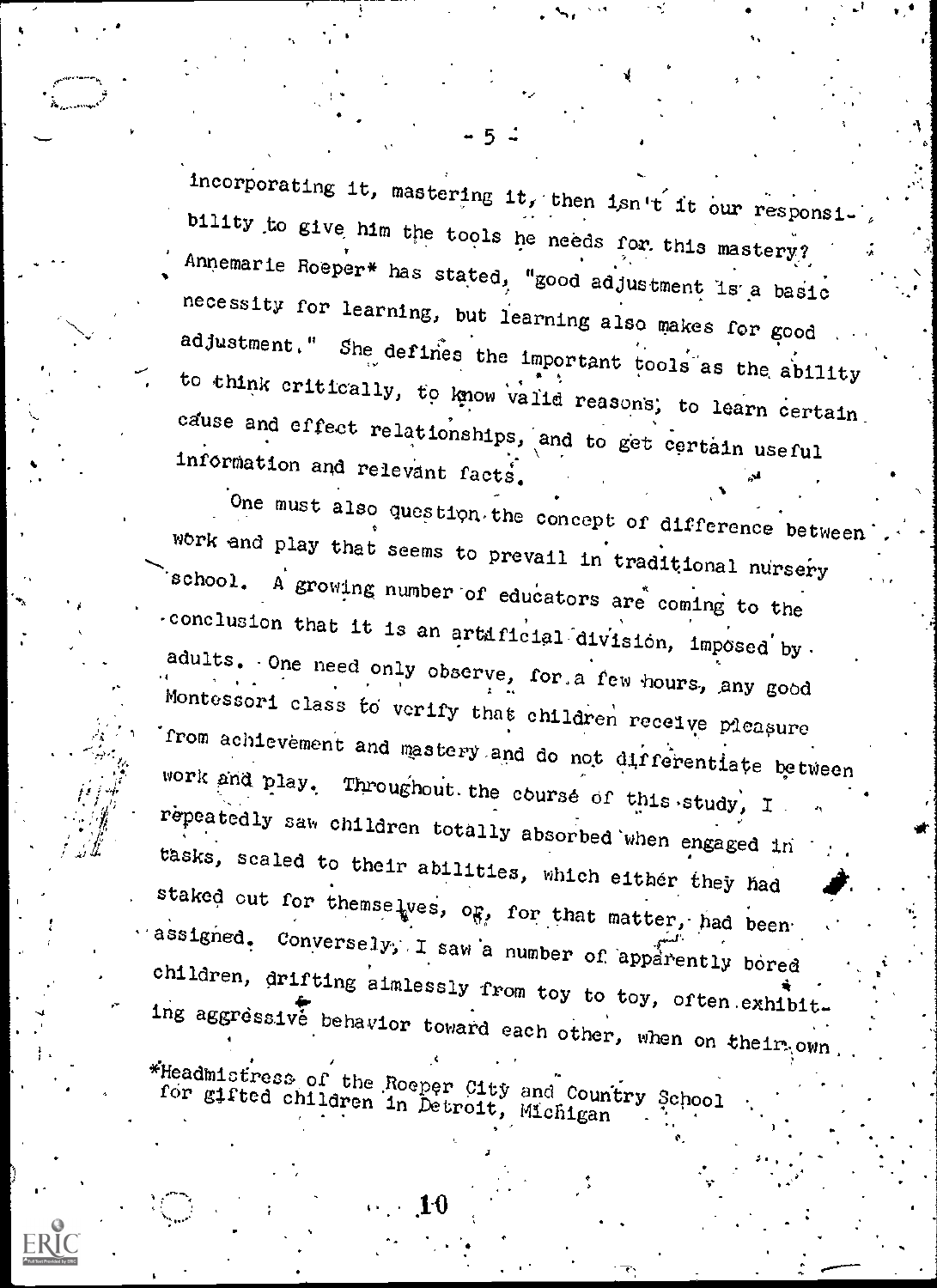incorporating it, mastering it, then isn't it our responsibility to give him the tools he needs for this mastery? Annemarie Roeper* has stated, "good adjustment is a basic necessity for learning, but learning also makes for good adjustment." She defines the important tools as the ability to think critically, to know valid reasons, to learn certain cause and effect relationships, and to get certain useful information and relevant facts.

One must also question the concept of difference between work and play that seems to prevail in traditional nursery school. A growing number of educators are coming to the conclusion that it is an artificial division, imposed by adults. One need only observe, for a few hours, any good Montessori class to verify that children receive pleasure from achievement and mastery and do not differentiate between work and play. Throughout the course of this study, I repeatedly saw children totally absorbed when engaged in tasks, scaled to their abilities, which either they had staked out for themselves, or, for that matter, had been assigned. Conversely, I saw a number of apparently bored children, drifting aimlessly from toy to toy, often exhibiting aggressive behavior toward each other, when on their own

*Headmistress of the Roeper City and Country School for gifted children in Detroit, Michigan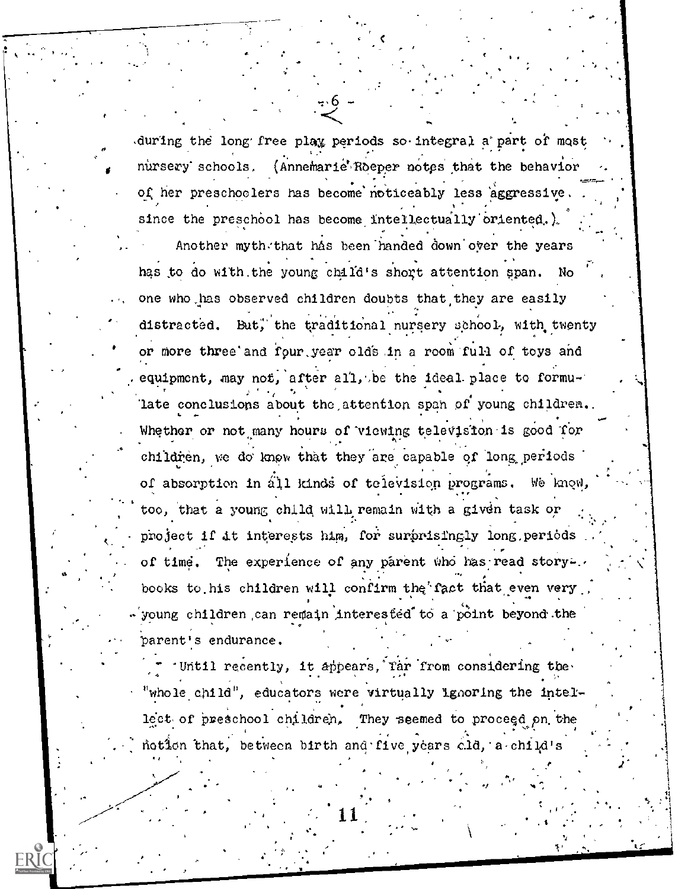during the long free play periods so integral a part of most nursery schools. (Annemarie Roeper notes that the behavior of her preschoolers has become noticeably less aggressive since the preschool has become intellectually oriented.)

Another myth that has been handed down over the years has to do with the young child's short attention span. No one who has observed children doubts that they are easily distracted. But, the traditional nursery school, with twenty or more three and four year olds in a room full of toys and equipment, may not, after all, be the ideal place to formulate conclusions about the attention span of young children. Whether or not many hours of viewing television is good for children, we do know that they are capable of long periods of absorption in all kinds of television programs. We know, too, that a young child will remain with a given task or project if it interests him, for surprisingly long periods of time. The experience of any parent who has read storybooks to his children will confirm the fact that even very young children can remain interested to a point beyond the parent's endurance.

Until recently, it appears, far from considering the "whole child", educators were virtually ignoring the intellect of preschool children. They seemed to proceed on the notion that, between birth and five years old, a child's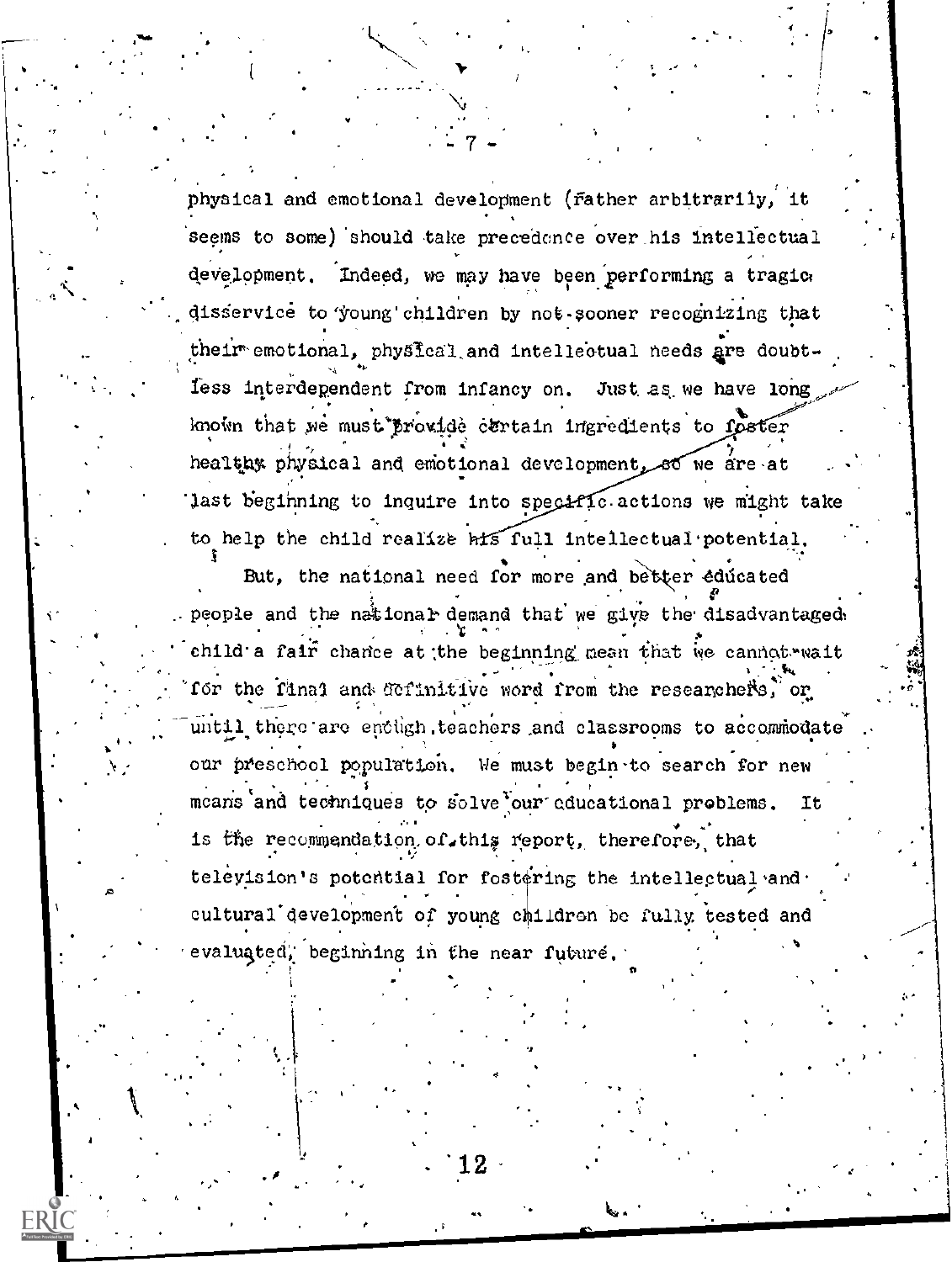physical and emotional development (rather arbitrarily, it seems to some) should take precedence over his intellectual development. Indeed, we may have been performing a tragic disservice to young children by not sooner recognizing that their emotional, physical and intellectual needs are doubtless interdependent from infancy on. Just as we have long known that we must provide certain ingredients to foster healthy physical and emotional development, so we are at last beginning to inquire into specific actions we might take to help the child realize his full intellectual potential.

But, the national need for more and better educated people and the national demand that we give the disadvantaged child a fair chance at the beginning mean that we cannot wait for the final and definitive word from the researchers, or until there are enough teachers and classrooms to accommodate our preschool population. We must begin to search for new means and techniques to solve our educational problems. It is the recommendation of this report, therefore, that television's potential for fostering the intellectual and cultural development of young children be fully tested and evaluated, beginning in the near future.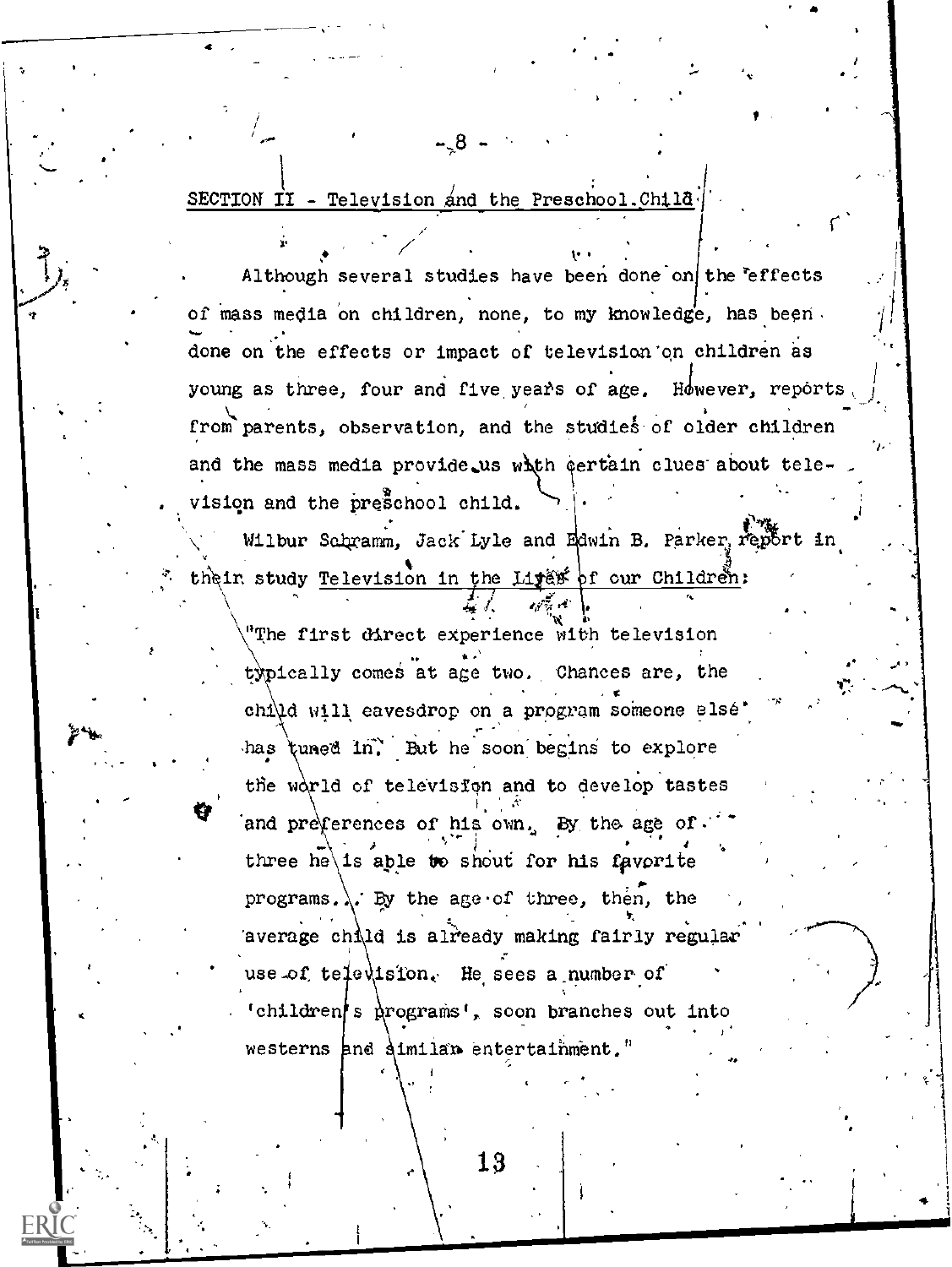## SECTION II - Television and the Preschool Child

Although several studies have been done on the effects of mass media on children, none, to my knowledge, has been done on the effects or impact of television on children as young as three, four and five years of age. However, reports from parents, observation, and the studies of older children and the mass media provide us with certain clues about television and the preschool child.

Wilbur Schramm, Jack Lyle and Edwin B. Parker report in their study Television in the Lives of our Children:

> "The first direct experience with television typically comes at age two. Chances are, the child will eavesdrop on a program someone else has tuned in. But he soon begins to explore the world of television and to develop tastes and preferences of his own. By the age of three he is able to shout for his favorite programs... By the age of three, then, the average child is already making fairly regular use of television. He sees a number of 'children's programs', soon branches out into westerns and similar entertainment."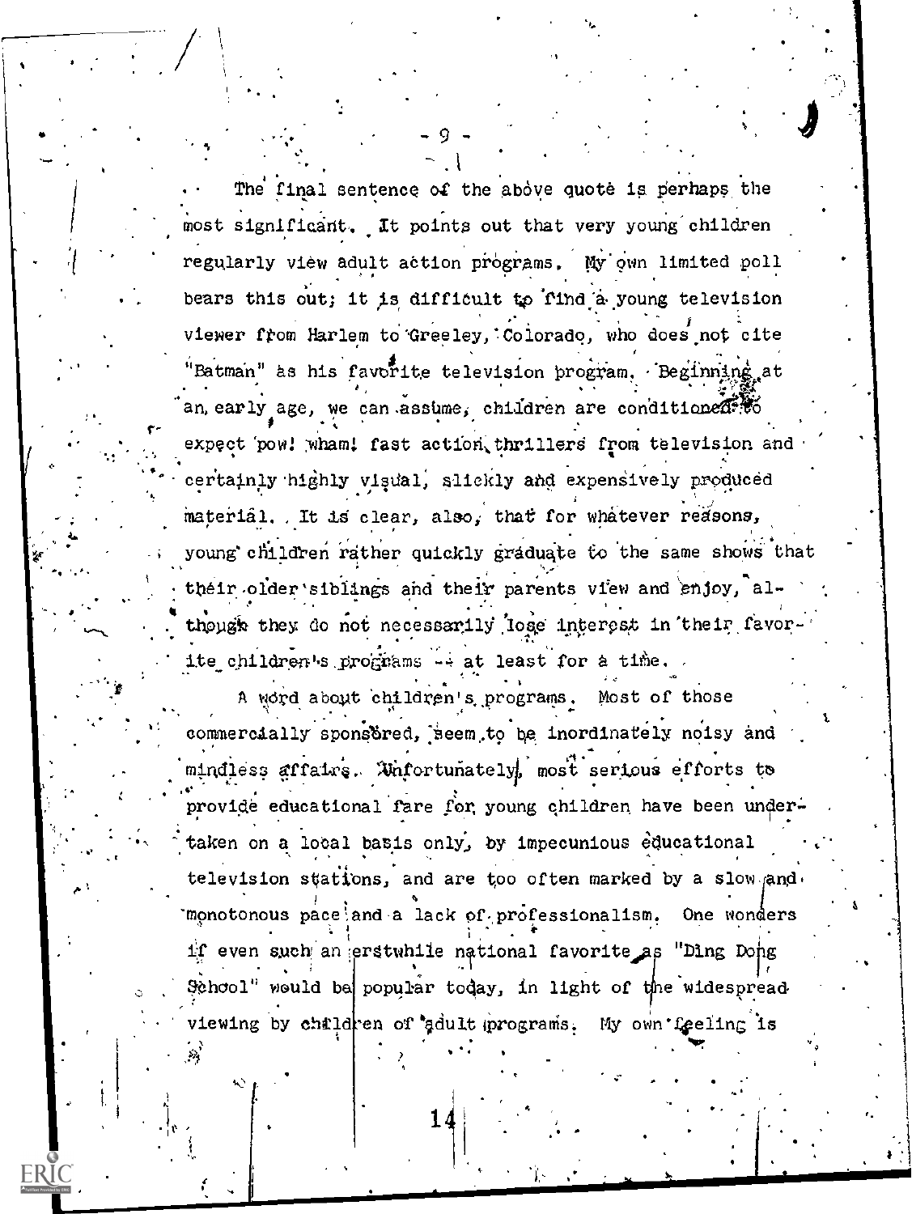The final sentence of the above quote is perhaps the most significant. It points out that very young children regularly view adult action programs. My own limited poll bears this out; it is difficult to find a young television viewer from Harlem to Greeley, Colorado, who does not cite "Batman" as his favorite television program. Beginning at an early age, we can assume, children are conditioned to expect pow! wham! fast action thrillers from television and certainly highly visual, slickly and expensively produced material. It is clear, also, that for whatever reasons, young children rather quickly graduate to the same shows that their older siblings and their parents view and enjoy, although they do not necessarily lose interest in their favorite children's programs -- at least for a time.

A word about children's programs. Most of those commercially sponsored, seem to be inordinately noisy and mindless affairs. Unfortunately, most serious efforts to provide educational fare for young children have been undertaken on a local basis only, by impecunious educational television stations, and are too often marked by a slow and monotonous pace and a lack of professionalism. One wonders if even such an erstwhile national favorite as "Ding Dong School" would be popular today, in light of the widespread viewing by children of adult programs. My own feeling is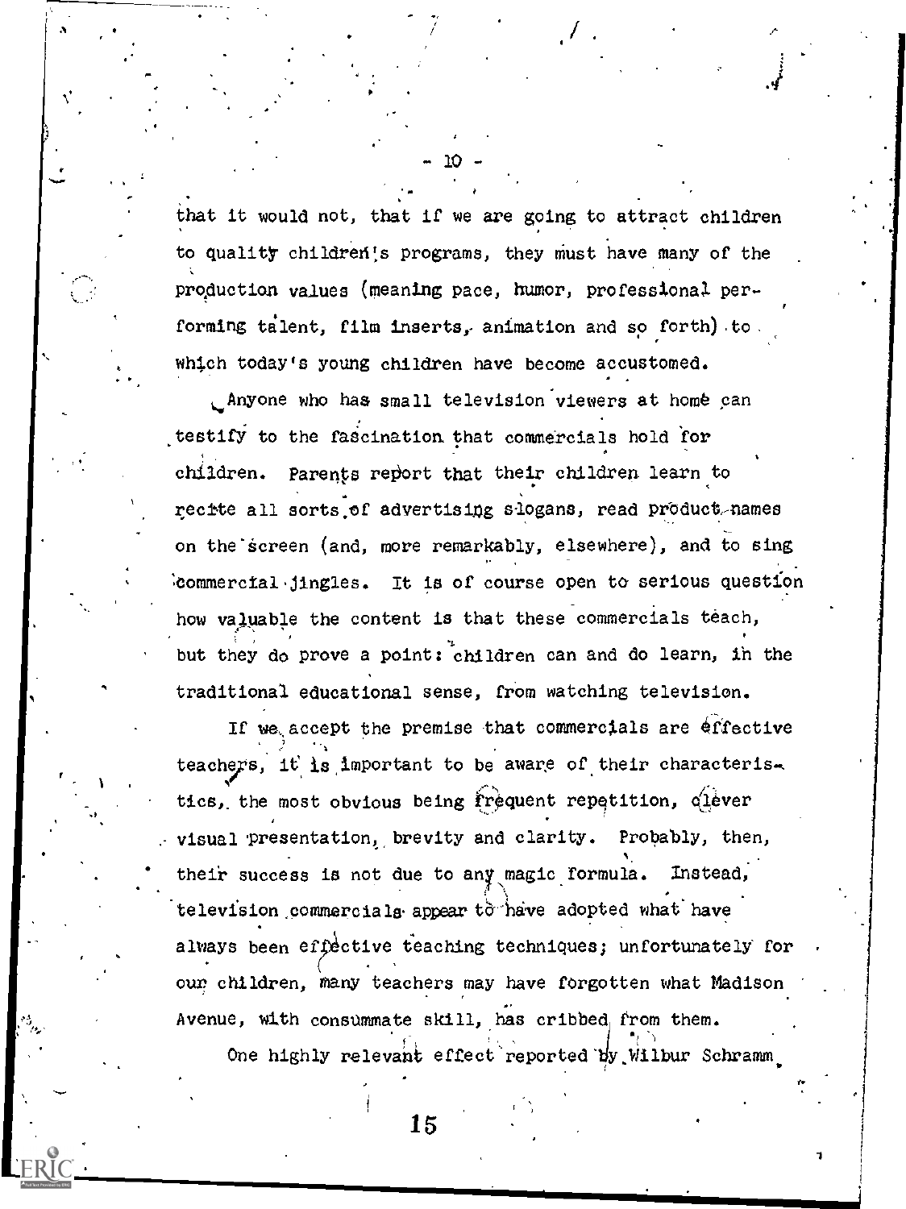that it would not, that if we are going to attract children to quality children's programs, they must have many of the production values (meaning pace, humor, professional performing talent, film inserts, animation and so forth) to which today's young children have become accustomed.

Anyone who has small television viewers at home can testify to the fascination that commercials hold for children. Parents report that their children learn to recite all sorts of advertising slogans, read product names on the screen (and, more remarkably, elsewhere), and to sing commercial jingles. It is of course open to serious question how valuable the content is that these commercials teach, but they do prove a point: children can and do learn, in the traditional educational sense, from watching television.

If we accept the premise that commercials are effective teachers, it is important to be aware of their characteristics, the most obvious being frequent repetition, clever visual presentation, brevity and clarity. Probably, then, their success is not due to any magic formula. Instead, television commercials appear to have adopted what have always been effective teaching techniques; unfortunately for our children, many teachers may have forgotten what Madison Avenue, with consummate skill, has cribbed from them.

One highly relevant effect reported by Wilbur Schramm,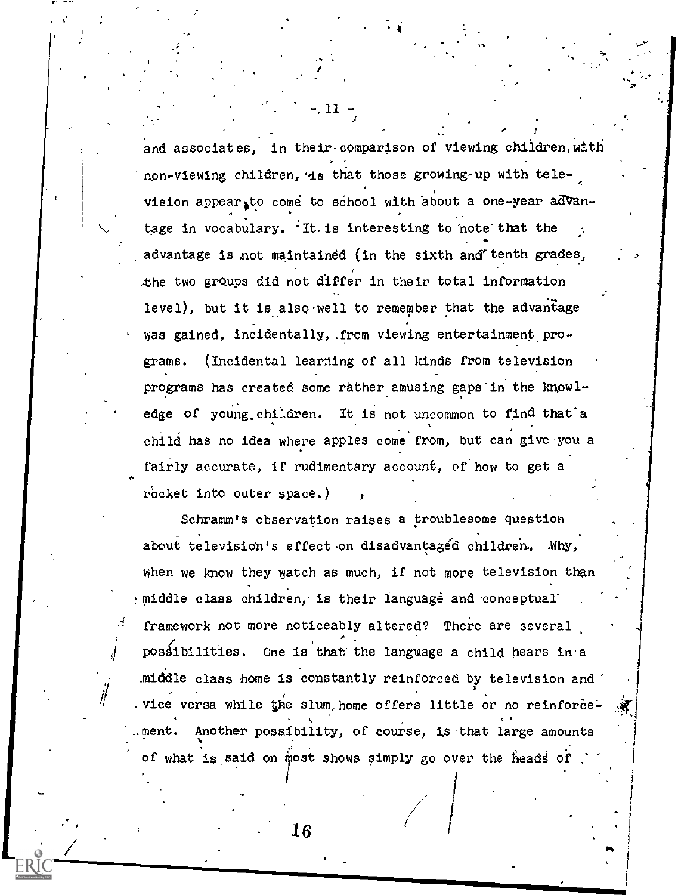and associates, in their comparison of viewing children with non-viewing children, is that those growing up with television appear to come to school with about a one-year advantage in vocabulary. It is interesting to note that the advantage is not maintained (in the sixth and tenth grades, the two groups did not differ in their total information level), but it is also well to remember that the advantage was gained, incidentally, from viewing entertainment programs. (Incidental learning of all kinds from television programs has created some rather amusing gaps in the knowledge of young children. It is not uncommon to find that a child has no idea where apples come from, but can give you a fairly accurate, if rudimentary account, of how to get a rocket into outer space.)

Schramm's observation raises a troublesome question about television's effect on disadvantaged children. Why, when we know they watch as much, if not more television than middle class children, is their language and conceptual framework not more noticeably altered? There are several possibilities. One is that the language a child hears in a middle class home is constantly reinforced by television and vice versa while the slum home offers little or no reinforcement. Another possibility, of course, is that large amounts of what is said on most shows simply go over the heads of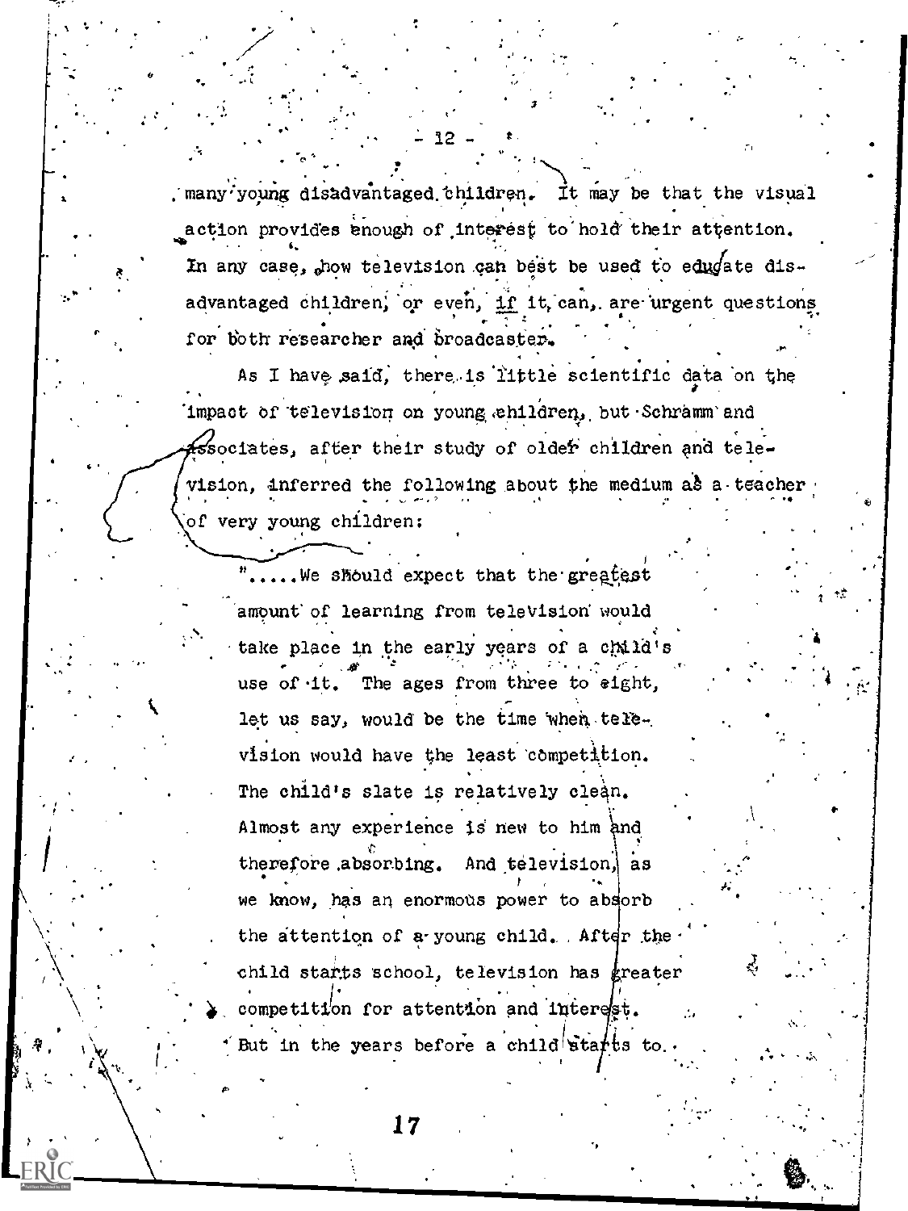many young disadvantaged children. It may be that the visual action provides enough of interest to hold their attention. In any case, how television can best be used to educate disadvantaged children, or even, if it can, are urgent questions for both researcher and broadcaster.

As I have said, there is little scientific data on the impact of television on young children, but Schramm and associates, after their study of older children and television, inferred the following about the medium as a teacher of very young children:

> ".....We should expect that the greatest amount of learning from television would take place in the early years of a child's use of it. The ages from three to eight, let us say, would be the time when television would have the least competition. The child's slate is relatively clean. Almost any experience is new to him and therefore absorbing. And television, as we know, has an enormous power to absorb the attention of a young child. After the child starts school, television has greater competition for attention and interest. But in the years before a child starts to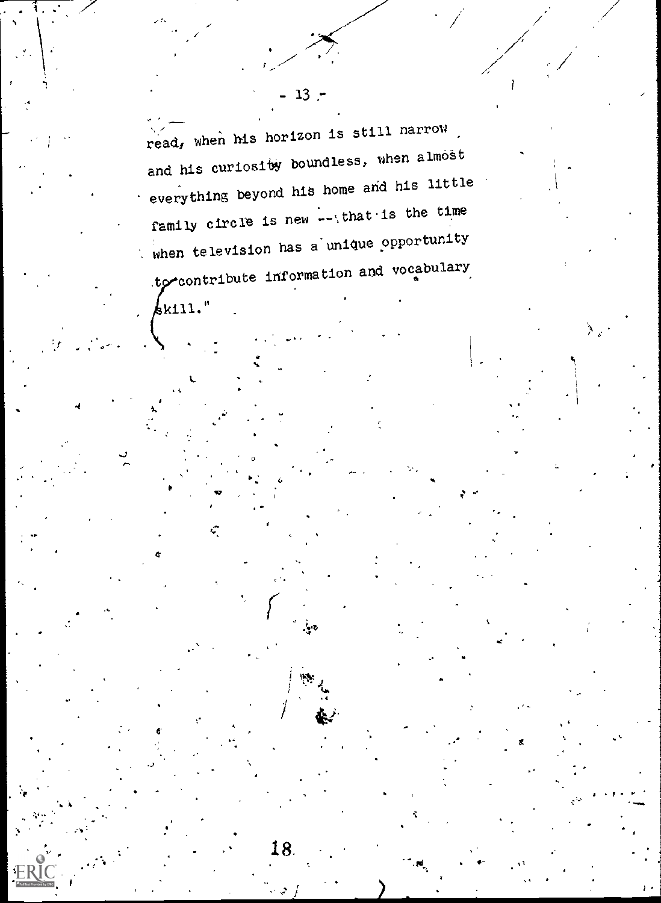read, when his horizon is still narrow and his curiosity boundless, when almost everything beyond his home and his little family circle is new -- that is the time when television has a unique opportunity to contribute information and vocabulary skill."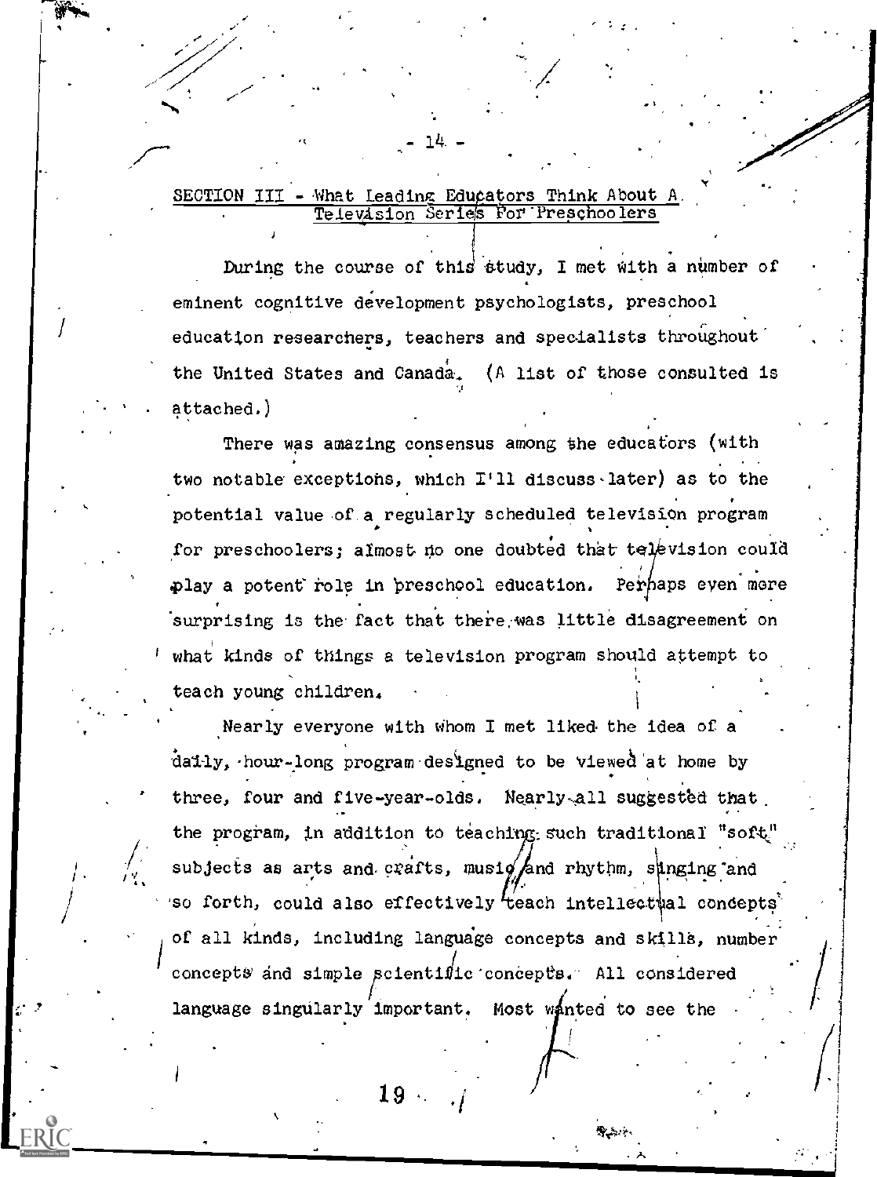## SECTION III - What Leading Educators Think About A Television Series For Preschoolers

During the course of this study, I met with a number of eminent cognitive development psychologists, preschool education researchers, teachers and specialists throughout the United States and Canada. (A list of those consulted is attached.)

There was amazing consensus among the educators (with two notable exceptions, which I'll discuss later) as to the potential value of a regularly scheduled television program for preschoolers; almost no one doubted that television could play a potent role in preschool education. Perhaps even more surprising is the fact that there was little disagreement on what kinds of things a television program should attempt to teach young children.

Nearly everyone with whom I met liked the idea of a daily, hour-long program designed to be viewed at home by three, four and five-year-olds. Nearly all suggested that the program, in addition to teaching such traditional "soft" subjects as arts and crafts, music and rhythm, singing and so forth, could also effectively teach intellectual concepts of all kinds, including language concepts and skills, number concepts and simple scientific concepts. All considered language singularly important. Most wanted to see the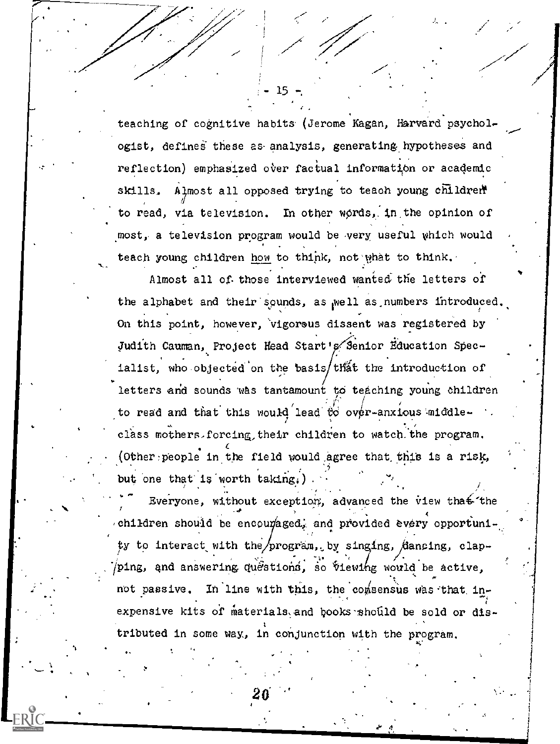teaching of cognitive habits (Jerome Kagan, Harvard psychologist, defines these as analysis, generating hypotheses and reflection) emphasized over factual information or academic skills. Almost all opposed trying to teach young children to read, via television. In other words, in the opinion of most, a television program would be very useful which would teach young children <u>how</u> to think, not what to think.

Almost all of those interviewed wanted the letters of the alphabet and their sounds, as well as numbers introduced. On this point, however, vigorous dissent was registered by Judith Cauman, Project Head Start's Senior Education Specialist, who objected on the basis that the introduction of letters and sounds was tantamount to teaching young children to read and that this would lead to over-anxious middle-class mothers forcing their children to watch the program. (Other people in the field would agree that this is a risk, but one that is worth taking.)

Everyone, without exception, advanced the view that the children should be encouraged, and provided every opportunity to interact with the program, by singing, dancing, clapping, and answering questions, so viewing would be active, not passive. In line with this, the consensus was that inexpensive kits of materials and books should be sold or distributed in some way, in conjunction with the program.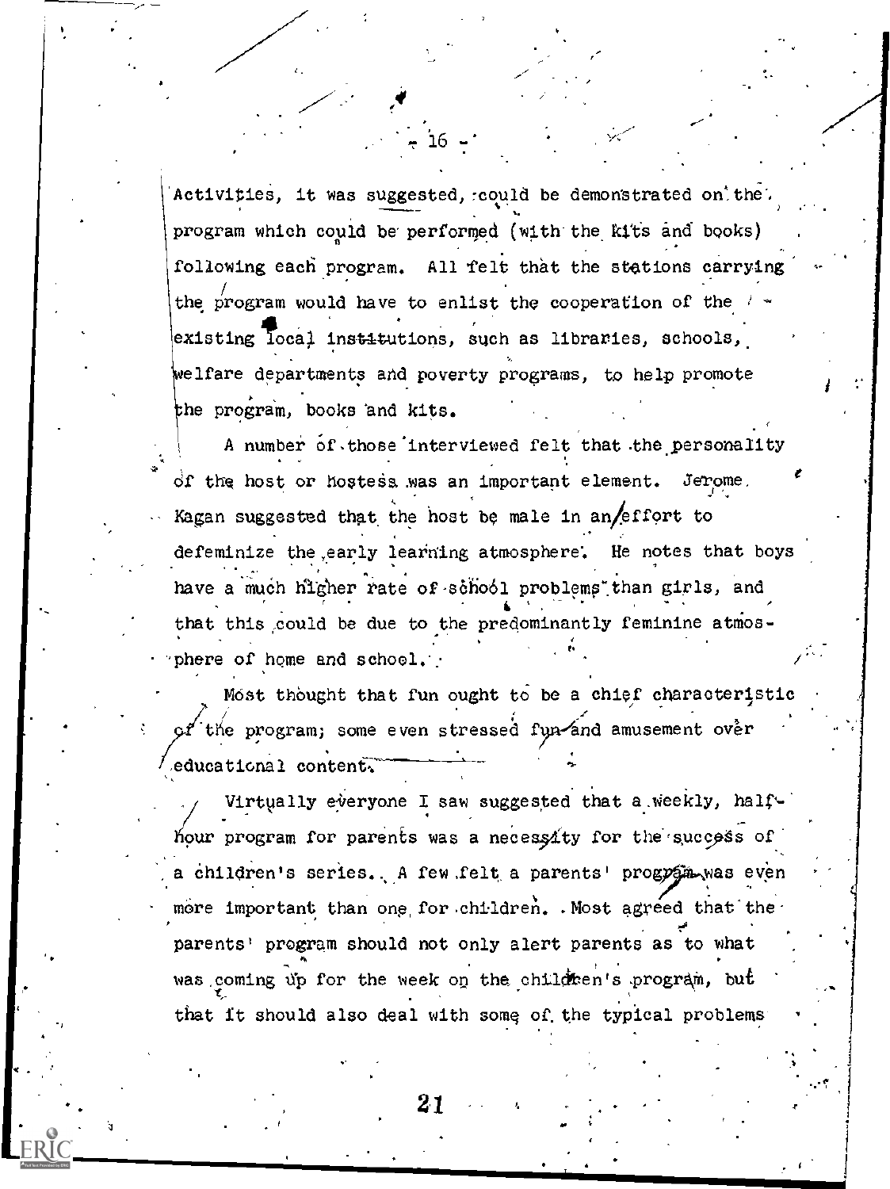Activities, it was suggested, could be demonstrated on the program which could be performed (with the kits and books) following each program. All felt that the stations carrying the program would have to enlist the cooperation of the existing local institutions, such as libraries, schools, welfare departments and poverty programs, to help promote the program, books and kits.

A number of those interviewed felt that the personality of the host or hostess was an important element. Jerome Kagan suggested that the host be male in an effort to defeminize the early learning atmosphere. He notes that boys have a much higher rate of school problems than girls, and that this could be due to the predominantly feminine atmosphere of home and school.

Most thought that fun ought to be a chief characteristic of the program; some even stressed fun and amusement over educational content.

Virtually everyone I saw suggested that a weekly, half-hour program for parents was a necessity for the success of a children's series. A few felt a parents' program was even more important than one for children. Most agreed that the parents' program should not only alert parents as to what was coming up for the week on the children's program, but that it should also deal with some of the typical problems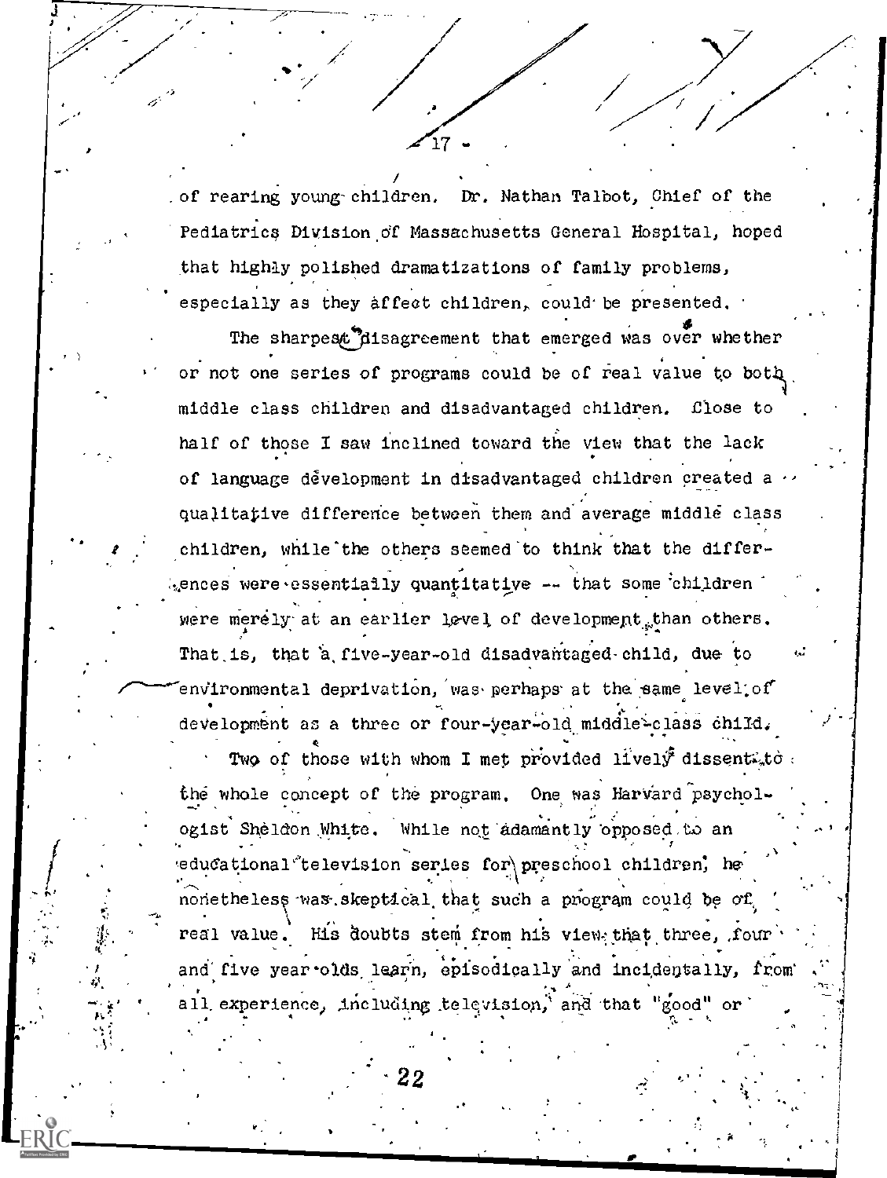of rearing young children. Dr. Nathan Talbot, Chief of the Pediatrics Division of Massachusetts General Hospital, hoped that highly polished dramatizations of family problems, especially as they affect children, could be presented.

The sharpest disagreement that emerged was over whether or not one series of programs could be of real value to both middle class children and disadvantaged children. Close to half of those I saw inclined toward the view that the lack of language development in disadvantaged children created a qualitative difference between them and average middle class children, while the others seemed to think that the differences were essentially quantitative -- that some children were merely at an earlier level of development than others. That is, that a five-year-old disadvantaged child, due to environmental deprivation, was perhaps at the same level of development as a three or four-year-old middle-class child.

Two of those with whom I met provided lively dissent to the whole concept of the program. One was Harvard psychologist Sheldon White. While not adamantly opposed to an educational television series for preschool children, he nonetheless was skeptical that such a program could be of real value. His doubts stem from his view that three, four and five year olds learn, episodically and incidentally, from all experience, including television, and that "good" or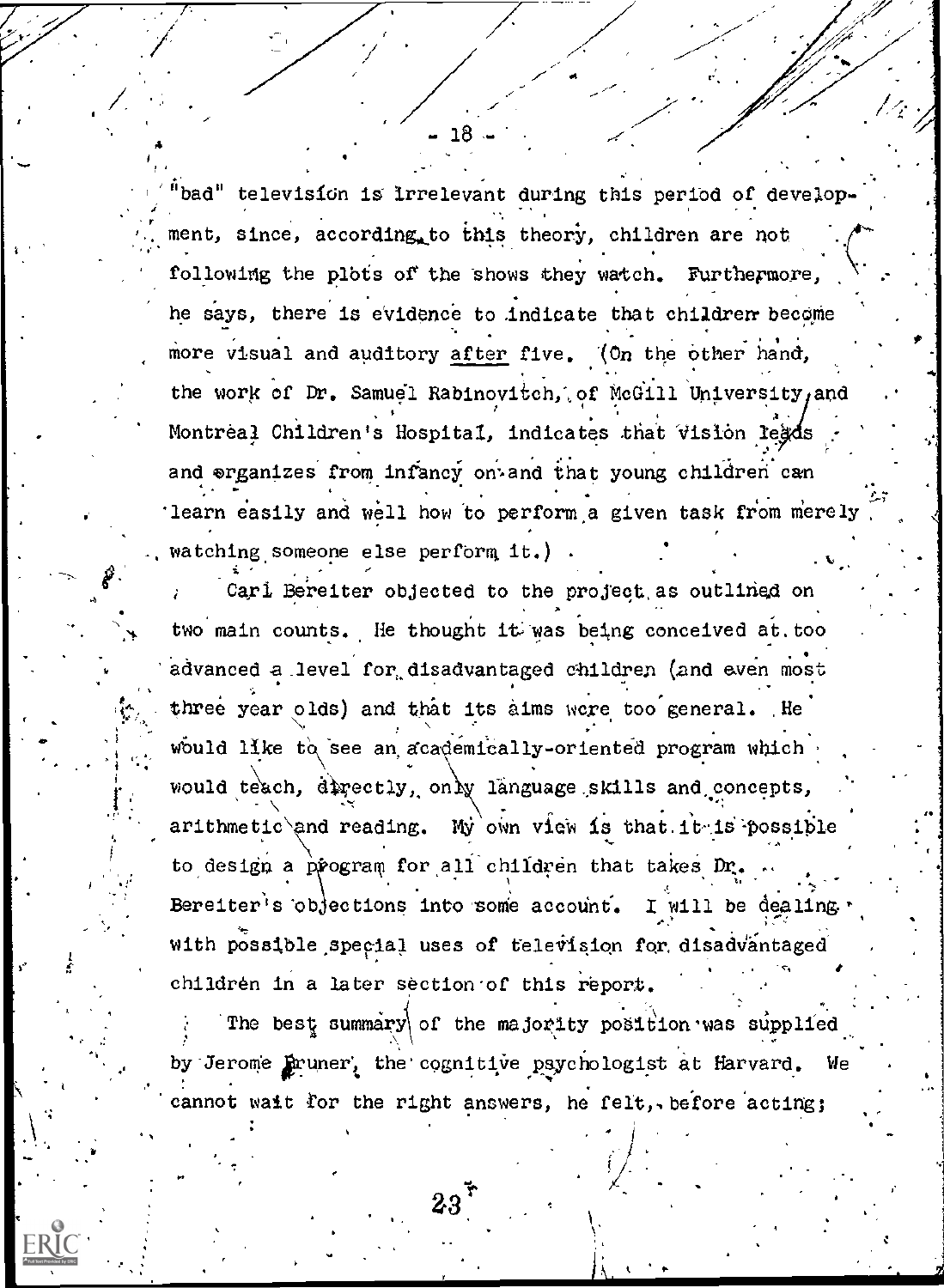"bad" television is irrelevant during this period of development, since, according to this theory, children are not following the plots of the shows they watch. Furthermore, he says, there is evidence to indicate that children become more visual and auditory <u>after</u> five. (On the other hand, the work of Dr. Samuel Rabinovitch, of McGill University and Montreal Children's Hospital, indicates that vision leads and organizes from infancy on and that young children can learn easily and well how to perform a given task from merely watching someone else perform it.)

Carl Bereiter objected to the project as outlined on two main counts. He thought it was being conceived at too advanced a level for disadvantaged children (and even most three year olds) and that its aims were too general. He would like to see an academically-oriented program which would teach, directly, only language skills and concepts, arithmetic and reading. My own view is that it is possible to design a program for all children that takes Dr. Bereiter's objections into some account. I will be dealing with possible special uses of television for disadvantaged children in a later section of this report.

The best summary of the majority position was supplied by Jerome Bruner, the cognitive psychologist at Harvard. We cannot wait for the right answers, he felt, before acting;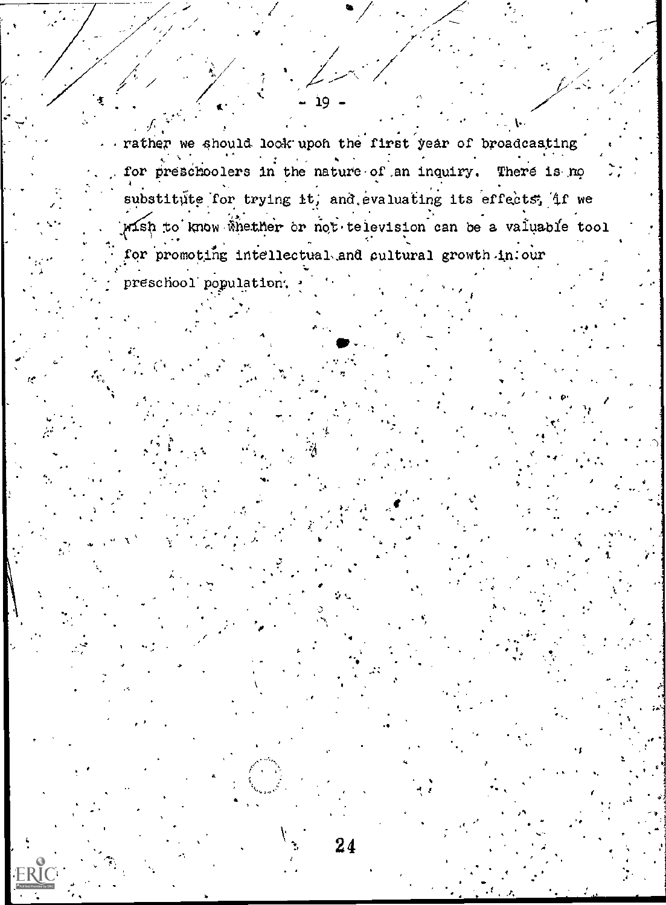rather we should look upon the first year of broadcasting for preschoolers in the nature of an inquiry. There is no substitute for trying it, and evaluating its effects, if we wish to know whether or not television can be a valuable tool for promoting intellectual and cultural growth in our preschool population.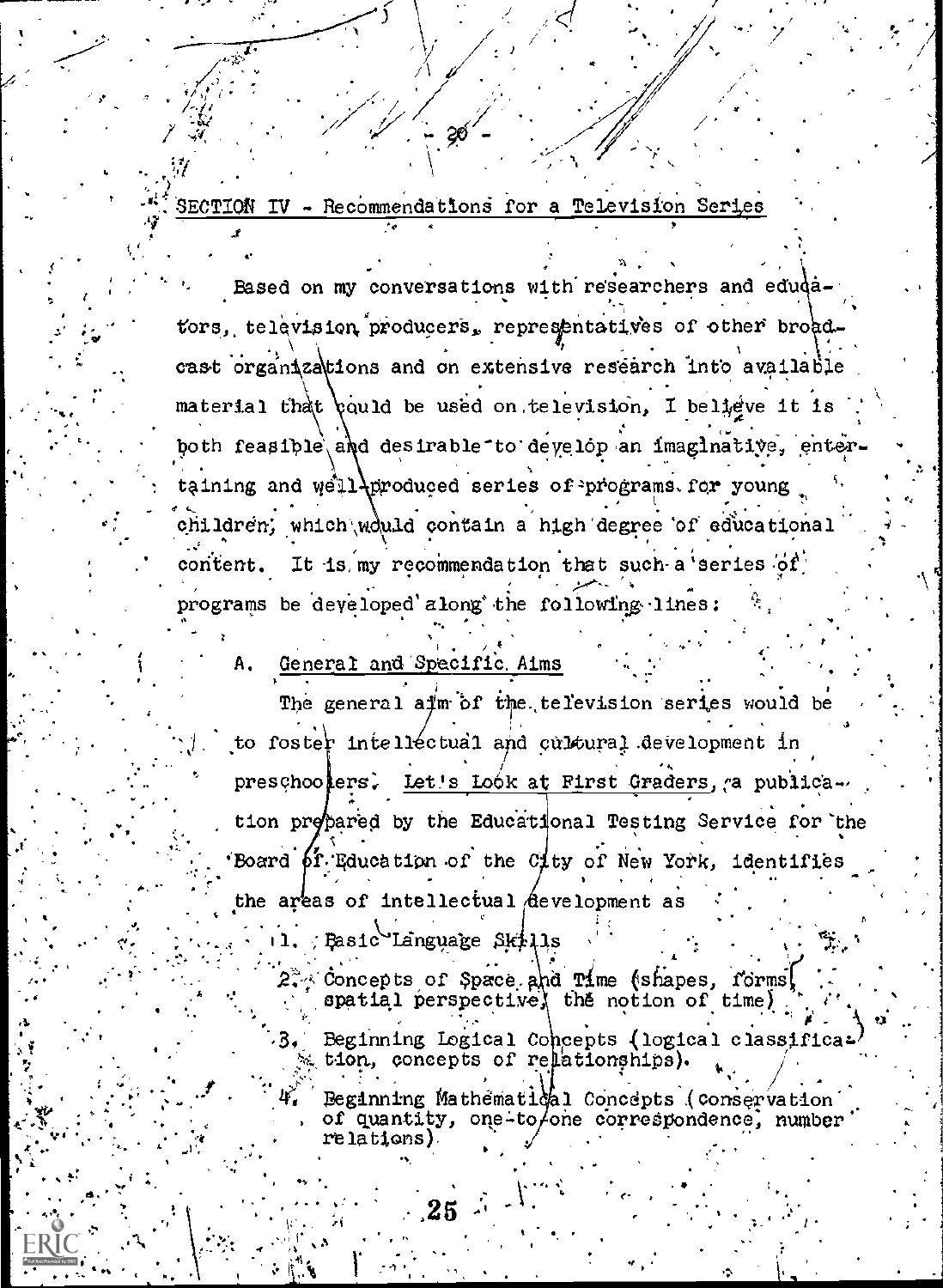## SECTION IV - Recommendations for a Television Series

Based on my conversations with researchers and educators, television producers, representatives of other broadcast organizations and on extensive research into available material that could be used on television, I believe it is both feasible and desirable to develop an imaginative, entertaining and well-produced series of programs for young children, which would contain a high degree of educational content. It is my recommendation that such a series of programs be developed along the following lines:

### A. General and Specific Aims

The general aim of the television series would be to foster intellectual and cultural development in preschoolers. Let's Look at First Graders, a publication prepared by the Educational Testing Service for the Board of Education of the City of New York, identifies the areas of intellectual development as

1. Basic Language Skills
2. Concepts of Space and Time (shapes, forms, spatial perspective, the notion of time)
3. Beginning Logical Concepts (logical classification, concepts of relationships).
4. Beginning Mathematical Concepts (conservation of quantity, one-to-one correspondence, number relations)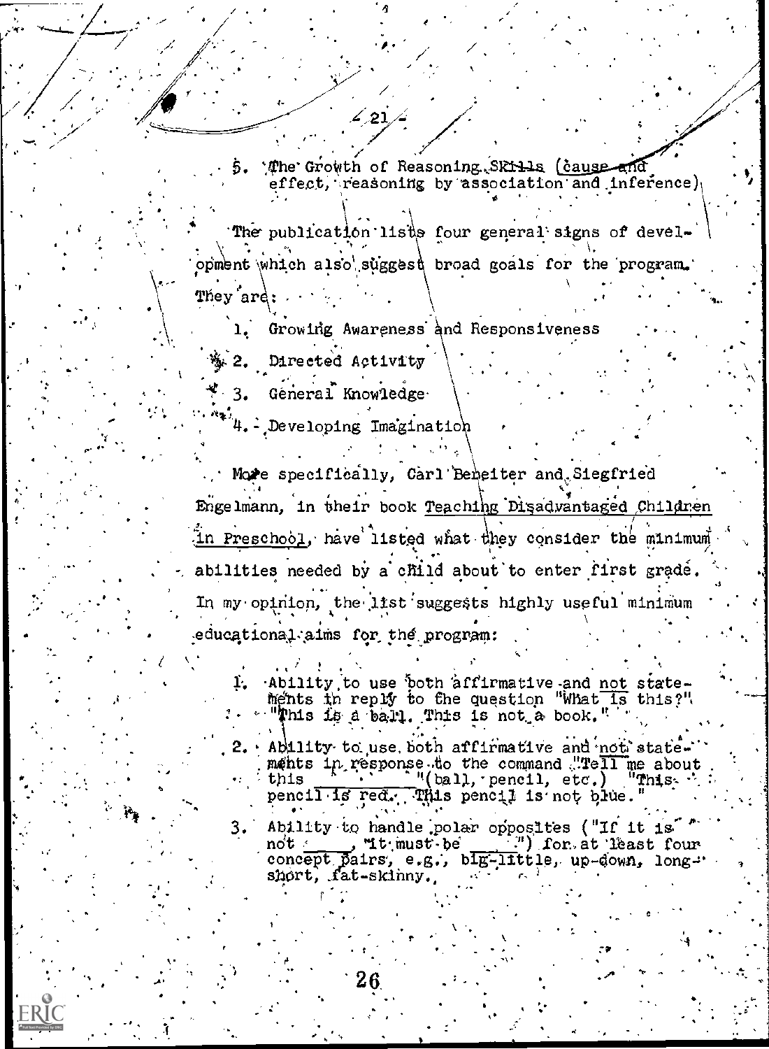5. The Growth of Reasoning Skills (cause and effect, reasoning by association and inference)

The publication lists four general signs of development which also suggest broad goals for the program. They are:

1. Growing Awareness and Responsiveness
2. Directed Activity
3. General Knowledge
4. Developing Imagination

More specifically, Carl Bereiter and Siegfried Engelmann, in their book <u>Teaching Disadvantaged Children in Preschool</u>, have listed what they consider the minimum abilities needed by a child about to enter first grade. In my opinion, the list suggests highly useful minimum educational aims for the program:

1. Ability to use both affirmative and <u>not</u> statements in reply to the question "What is this?" "This is a ball. This is not a book."
2. Ability to use both affirmative and <u>not</u> statements in response to the command "Tell me about this ______" (ball, pencil, etc.) "This pencil is red. This pencil is not blue."
3. Ability to handle polar opposites ("If it is not ______, it must be ______.") for at least four concept pairs, e.g., big-little, up-down, long-short, fat-skinny.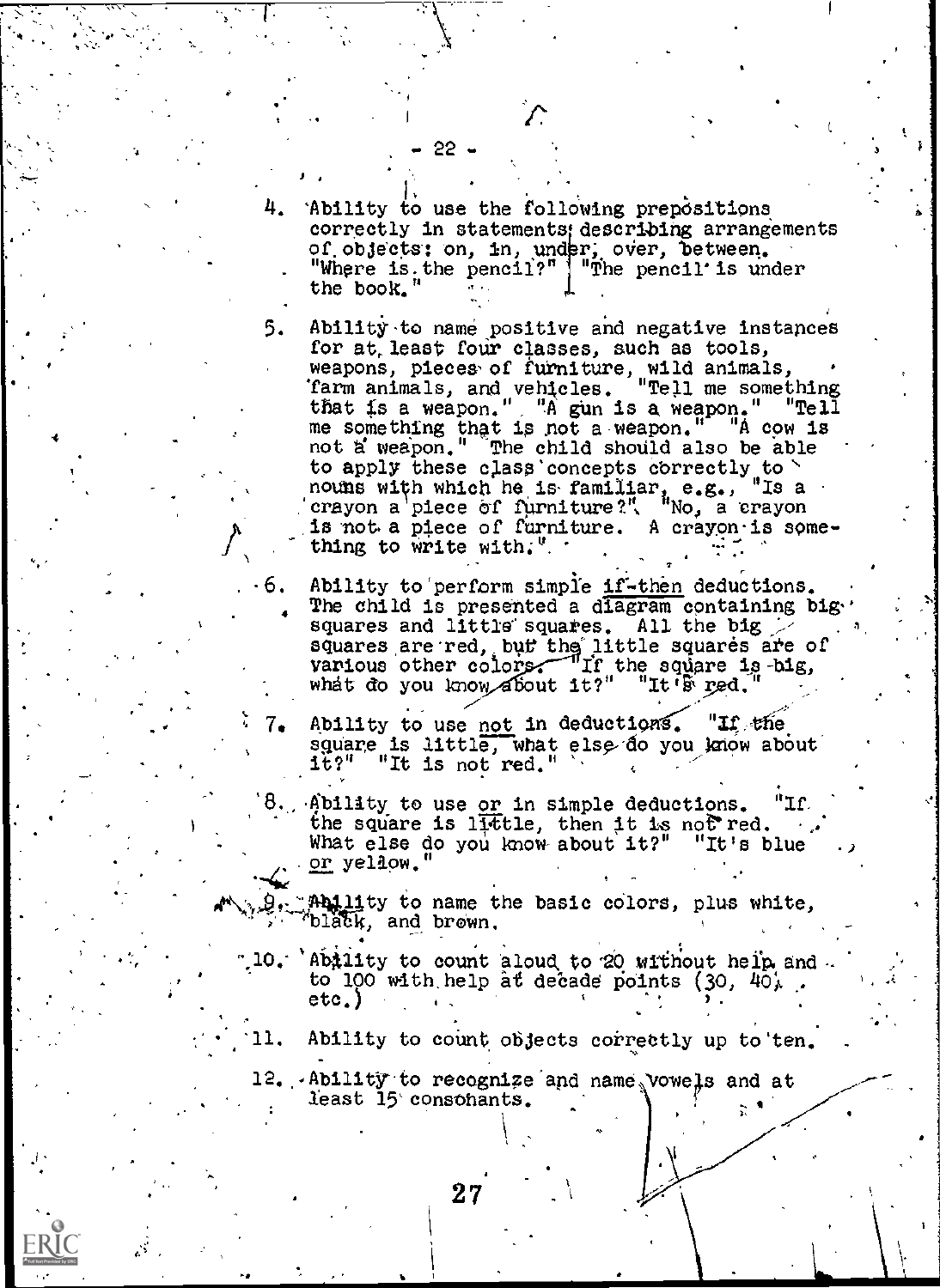4. Ability to use the following prepositions correctly in statements describing arrangements of objects: on, in, under, over, between. "Where is the pencil?" "The pencil is under the book."

5. Ability to name positive and negative instances for at least four classes, such as tools, weapons, pieces of furniture, wild animals, farm animals, and vehicles. "Tell me something that is a weapon." "A gun is a weapon." "Tell me something that is not a weapon." "A cow is not a weapon." The child should also be able to apply these class concepts correctly to nouns with which he is familiar, e.g., "Is a crayon a piece of furniture?" "No, a crayon is not a piece of furniture. A crayon is something to write with."

6. Ability to perform simple <u>if-then</u> deductions. The child is presented a diagram containing big squares and little squares. All the big squares are red, but the little squares are of various other colors. "If the square is big, what do you know about it?" "It's red."

7. Ability to use <u>not</u> in deductions. "If the square is little, what else do you know about it?" "It is not red."

8. Ability to use <u>or</u> in simple deductions. "If the square is little, then it is not red. What else do you know about it?" "It's blue <u>or</u> yellow."

9. Ability to name the basic colors, plus white, black, and brown.

10. Ability to count aloud to 20 without help and to 100 with help at decade points (30, 40, etc.)

11. Ability to count objects correctly up to ten.

12. Ability to recognize and name vowels and at least 15 consonants.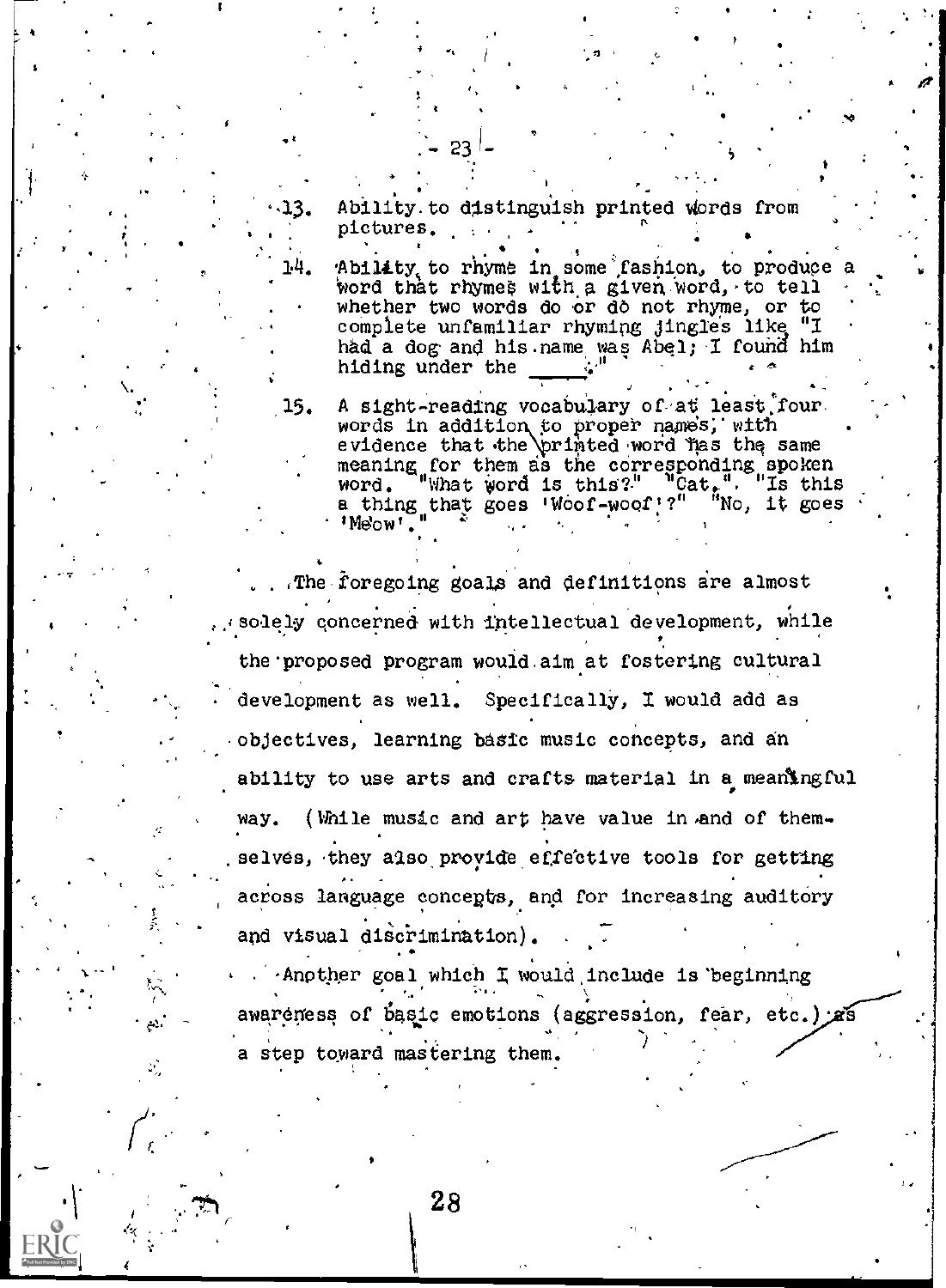13. Ability to distinguish printed words from pictures.

14. Ability to rhyme in some fashion, to produce a word that rhymes with a given word, to tell whether two words do or do not rhyme, or to complete unfamiliar rhyming jingles like "I had a dog and his name was Abel; I found him hiding under the ____."

15. A sight-reading vocabulary of at least four words in addition to proper names, with evidence that the printed word has the same meaning for them as the corresponding spoken word. "What word is this?" "Cat." "Is this a thing that goes 'Woof-woof'?" "No, it goes 'Meow'."

The foregoing goals and definitions are almost solely concerned with intellectual development, while the proposed program would aim at fostering cultural development as well. Specifically, I would add as objectives, learning basic music concepts, and an ability to use arts and crafts material in a meaningful way. (While music and art have value in and of themselves, they also provide effective tools for getting across language concepts, and for increasing auditory and visual discrimination).

Another goal which I would include is beginning awareness of basic emotions (aggression, fear, etc.) as a step toward mastering them.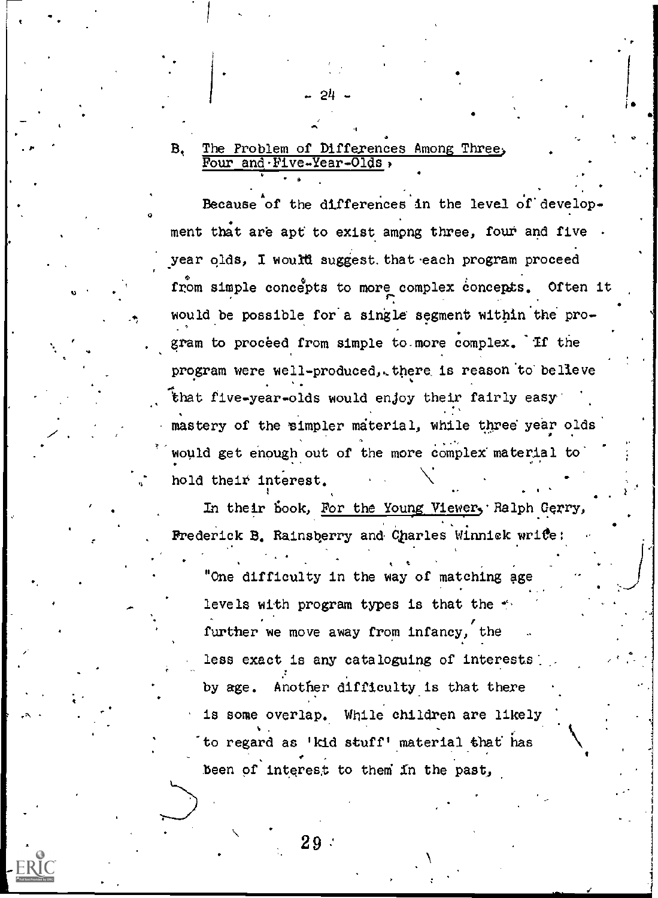## B. The Problem of Differences Among Three, Four and Five-Year-Olds

Because of the differences in the level of development that are apt to exist among three, four and five year olds, I would suggest that each program proceed from simple concepts to more complex concepts. Often it would be possible for a single segment within the program to proceed from simple to more complex. If the program were well-produced, there is reason to believe that five-year-olds would enjoy their fairly easy mastery of the simpler material, while three year olds would get enough out of the more complex material to hold their interest.

In their book, _For the Young Viewer_, Ralph Garry, Frederick B. Rainsberry and Charles Winnick write:

> "One difficulty in the way of matching age levels with program types is that the further we move away from infancy, the less exact is any cataloguing of interests by age. Another difficulty is that there is some overlap. While children are likely to regard as 'kid stuff' material that has been of interest to them in the past,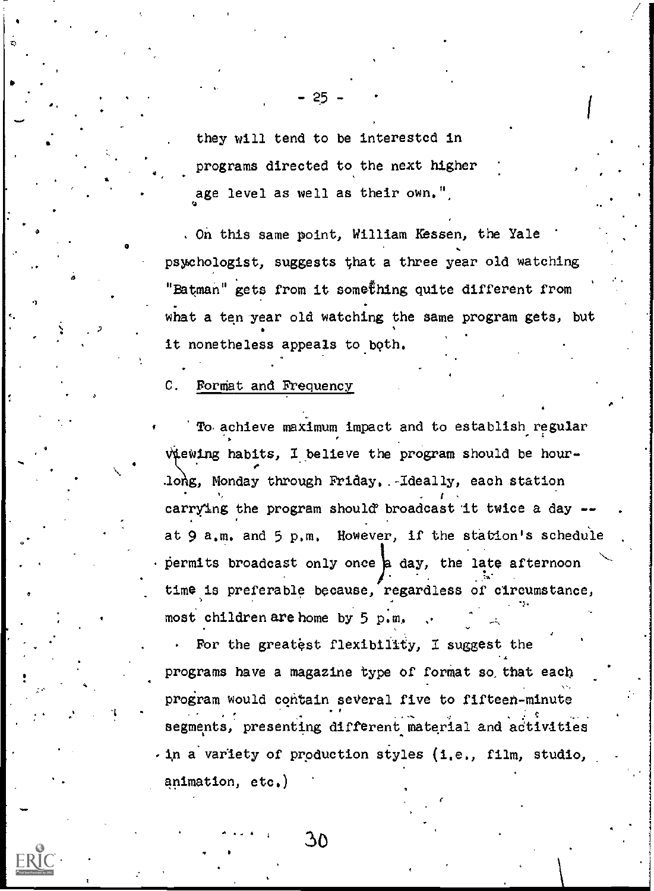they will tend to be interested in programs directed to the next higher age level as well as their own."

On this same point, William Kessen, the Yale psychologist, suggests that a three year old watching "Batman" gets from it something quite different from what a ten year old watching the same program gets, but it nonetheless appeals to both.

C. Format and Frequency

To achieve maximum impact and to establish regular viewing habits, I believe the program should be hour-long, Monday through Friday. Ideally, each station carrying the program should broadcast it twice a day -- at 9 a.m. and 5 p.m. However, if the station's schedule permits broadcast only once a day, the late afternoon time is preferable because, regardless of circumstance, most children are home by 5 p.m.

For the greatest flexibility, I suggest the programs have a magazine type of format so that each program would contain several five to fifteen-minute segments, presenting different material and activities in a variety of production styles (i.e., film, studio, animation, etc.)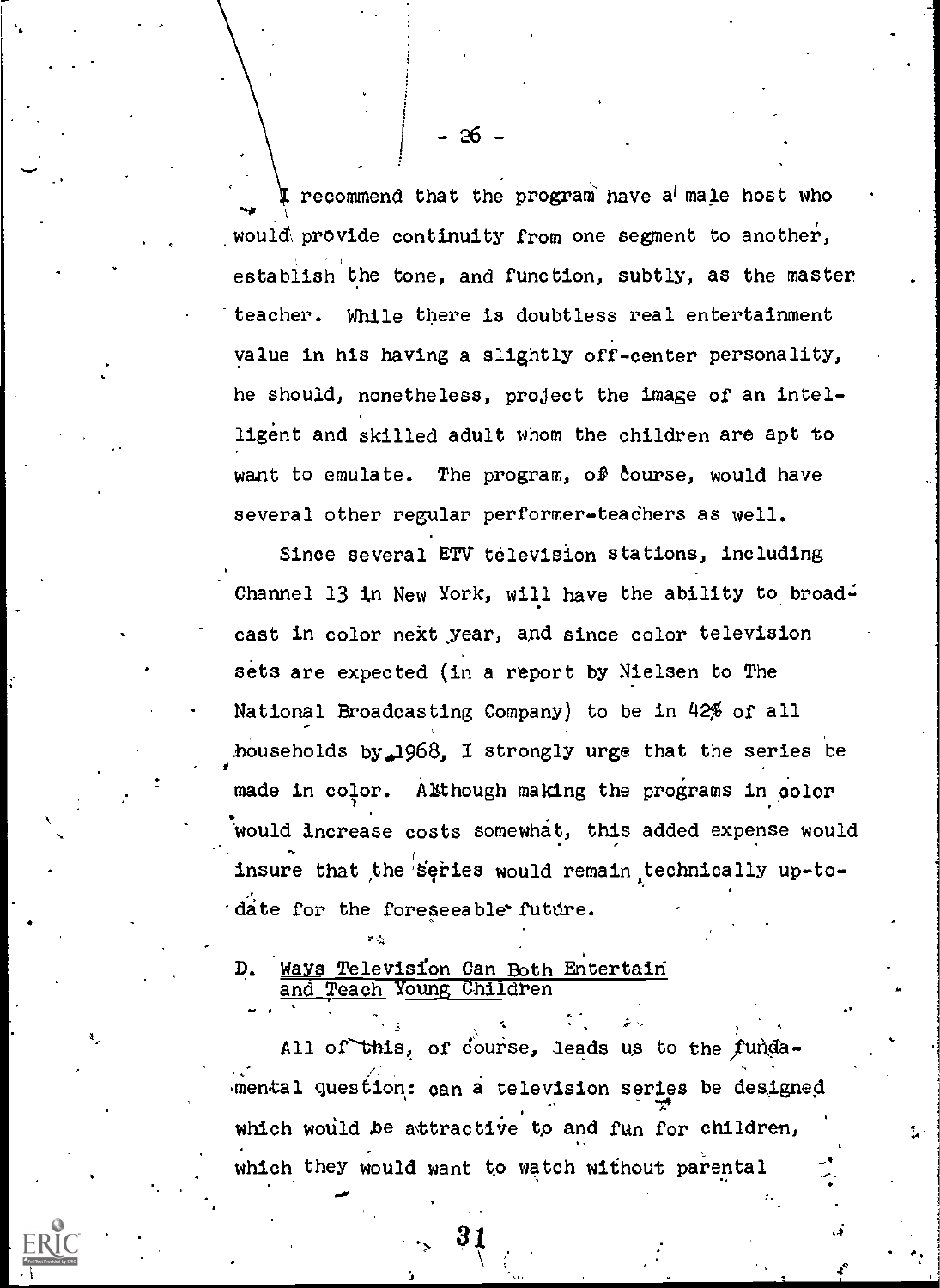I recommend that the program have a male host who would provide continuity from one segment to another, establish the tone, and function, subtly, as the master teacher. While there is doubtless real entertainment value in his having a slightly off-center personality, he should, nonetheless, project the image of an intelligent and skilled adult whom the children are apt to want to emulate. The program, of course, would have several other regular performer-teachers as well.

Since several ETV television stations, including Channel 13 in New York, will have the ability to broadcast in color next year, and since color television sets are expected (in a report by Nielsen to The National Broadcasting Company) to be in 42% of all households by 1968, I strongly urge that the series be made in color. Although making the programs in color would increase costs somewhat, this added expense would insure that the series would remain technically up-to-date for the foreseeable future.

### D. Ways Television Can Both Entertain and Teach Young Children

All of this, of course, leads us to the fundamental question: can a television series be designed which would be attractive to and fun for children, which they would want to watch without parental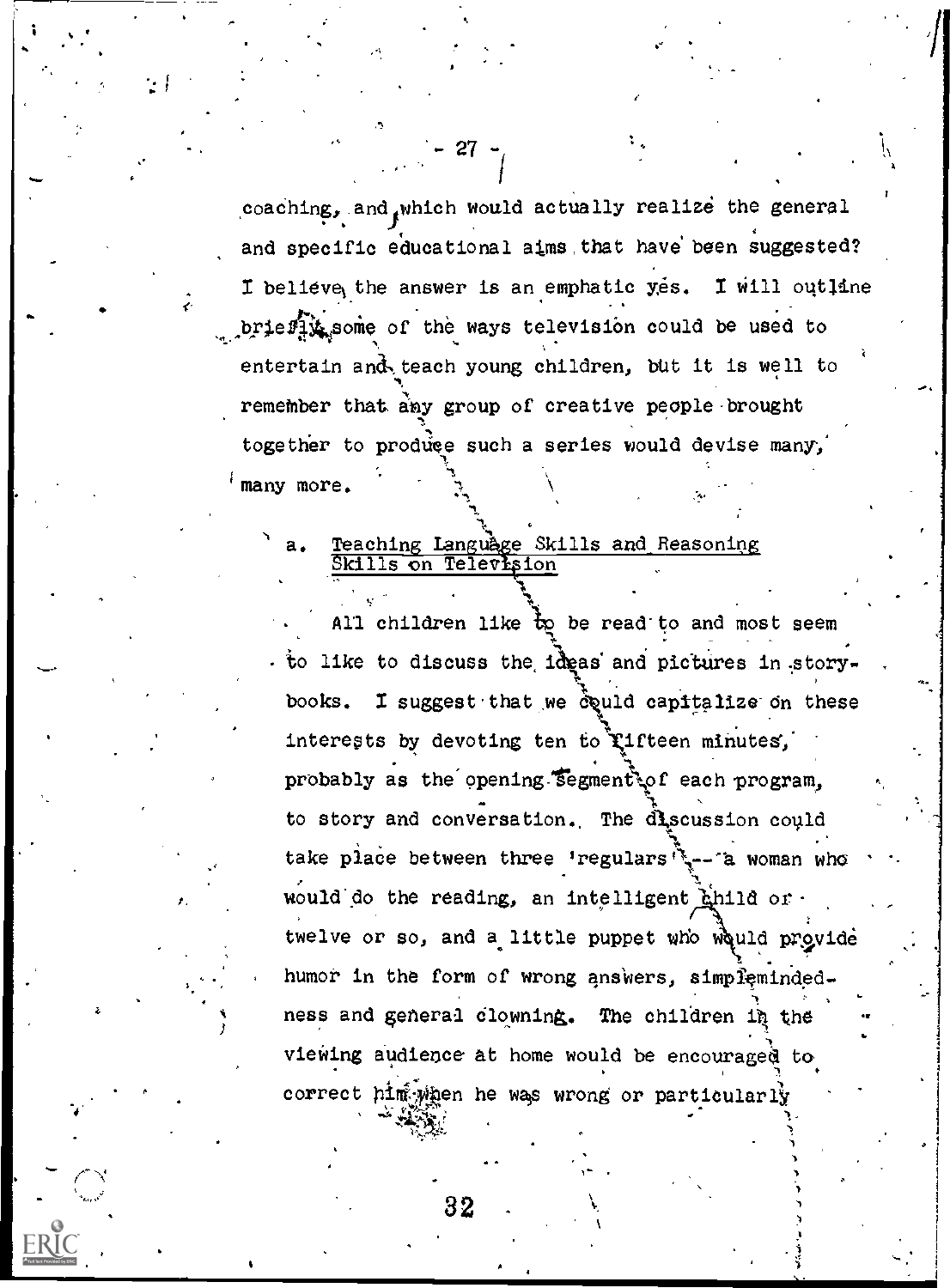coaching, and which would actually realize the general and specific educational aims that have been suggested? I believe the answer is an emphatic yes. I will outline briefly some of the ways television could be used to entertain and teach young children, but it is well to remember that any group of creative people brought together to produce such a series would devise many, many more.

a. Teaching Language Skills and Reasoning Skills on Television

All children like to be read to and most seem to like to discuss the ideas and pictures in storybooks. I suggest that we could capitalize on these interests by devoting ten to fifteen minutes, probably as the opening segment of each program, to story and conversation. The discussion could take place between three 'regulars' -- a woman who would do the reading, an intelligent child of twelve or so, and a little puppet who would provide humor in the form of wrong answers, simplemindedness and general clowning. The children in the viewing audience at home would be encouraged to correct him when he was wrong or particularly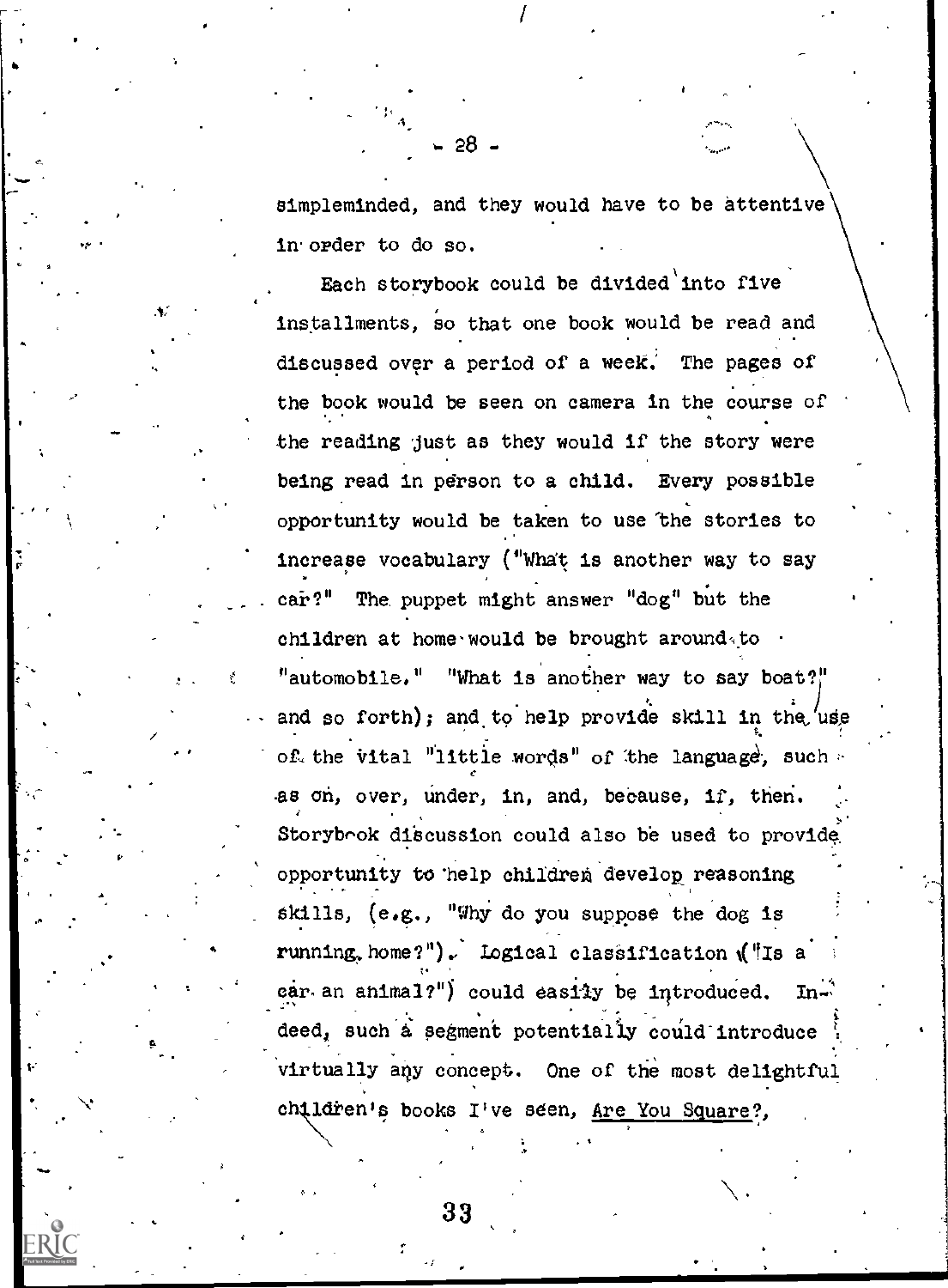simpleminded, and they would have to be attentive in order to do so.

Each storybook could be divided into five installments, so that one book would be read and discussed over a period of a week. The pages of the book would be seen on camera in the course of the reading just as they would if the story were being read in person to a child. Every possible opportunity would be taken to use the stories to increase vocabulary ("What is another way to say car?" The puppet might answer "dog" but the children at home would be brought around to "automobile." "What is another way to say boat?" and so forth); and to help provide skill in the use of the vital "little words" of the language, such as on, over, under, in, and, because, if, then. Storybook discussion could also be used to provide opportunity to help children develop reasoning skills, (e.g., "Why do you suppose the dog is running home?"). Logical classification ("Is a car an animal?") could easily be introduced. Indeed, such a segment potentially could introduce virtually any concept. One of the most delightful children's books I've seen, <u>Are You Square?</u>,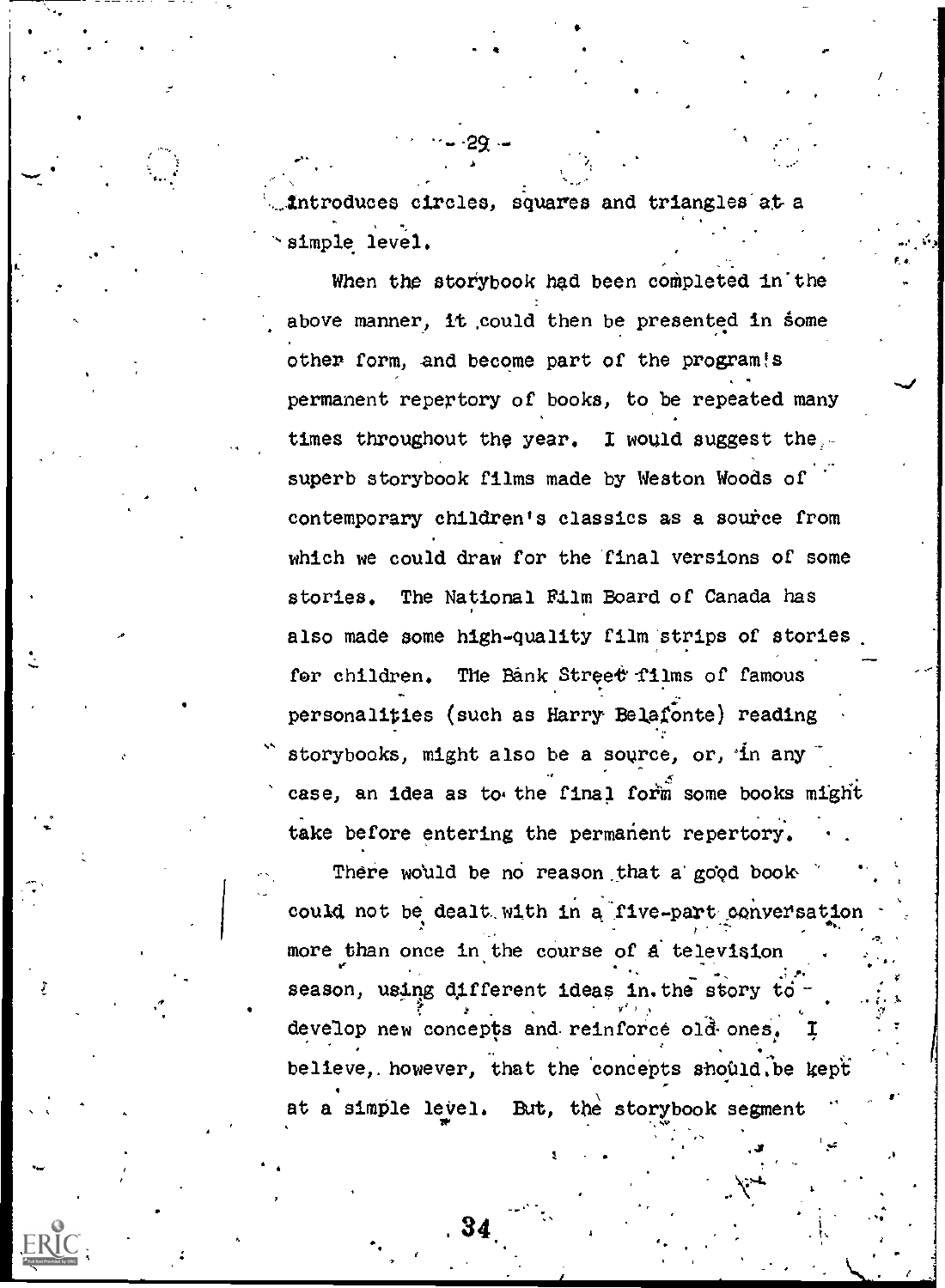introduces circles, squares and triangles at a simple level.

When the storybook had been completed in the above manner, it could then be presented in some other form, and become part of the program's permanent repertory of books, to be repeated many times throughout the year. I would suggest the superb storybook films made by Weston Woods of contemporary children's classics as a source from which we could draw for the final versions of some stories. The National Film Board of Canada has also made some high-quality film strips of stories for children. The Bank Street films of famous personalities (such as Harry Belafonte) reading storybooks, might also be a source, or, in any case, an idea as to the final form some books might take before entering the permanent repertory.

There would be no reason that a good book could not be dealt with in a five-part conversation more than once in the course of a television season, using different ideas in the story to develop new concepts and reinforce old ones. I believe, however, that the concepts should be kept at a simple level. But, the storybook segment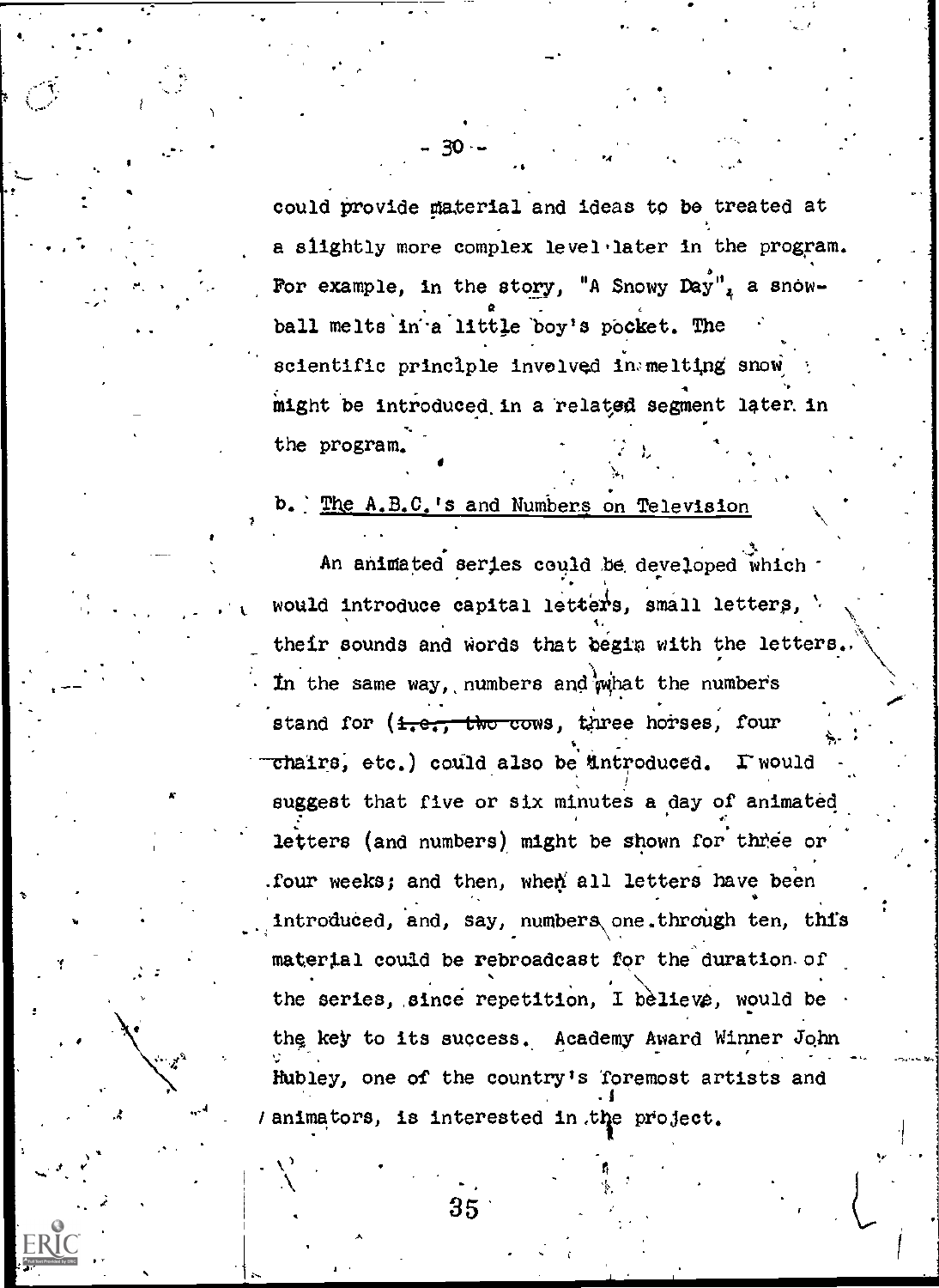could provide material and ideas to be treated at a slightly more complex level later in the program. For example, in the story, "A Snowy Day", a snowball melts in a little boy's pocket. The scientific principle involved in melting snow might be introduced in a related segment later in the program.

b. The A.B.C.'s and Numbers on Television

An animated series could be developed which would introduce capital letters, small letters, their sounds and words that begin with the letters. In the same way, numbers and what the numbers stand for (~~i.e., two cows~~, three horses, four chairs, etc.) could also be introduced. I would suggest that five or six minutes a day of animated letters (and numbers) might be shown for three or four weeks; and then, when all letters have been introduced, and, say, numbers one through ten, this material could be rebroadcast for the duration of the series, since repetition, I believe, would be the key to its success. Academy Award Winner John Hubley, one of the country's foremost artists and animators, is interested in the project.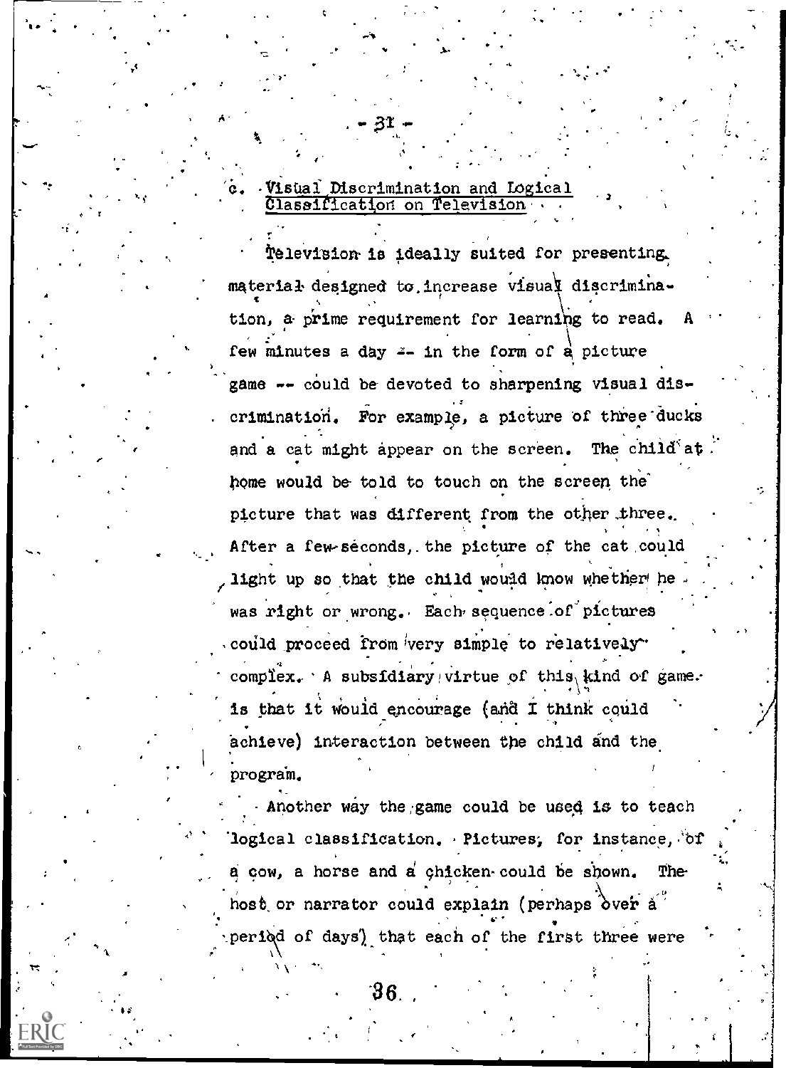### c. Visual Discrimination and Logical Classification on Television

Television is ideally suited for presenting material designed to increase visual discrimination, a prime requirement for learning to read. A few minutes a day -- in the form of a picture game -- could be devoted to sharpening visual discrimination. For example, a picture of three ducks and a cat might appear on the screen. The child at home would be told to touch on the screen the picture that was different from the other three. After a few seconds, the picture of the cat could light up so that the child would know whether he was right or wrong. Each sequence of pictures could proceed from very simple to relatively complex. A subsidiary virtue of this kind of game is that it would encourage (and I think could achieve) interaction between the child and the program.

Another way the game could be used is to teach logical classification. Pictures, for instance, of a cow, a horse and a chicken could be shown. The host or narrator could explain (perhaps over a period of days) that each of the first three were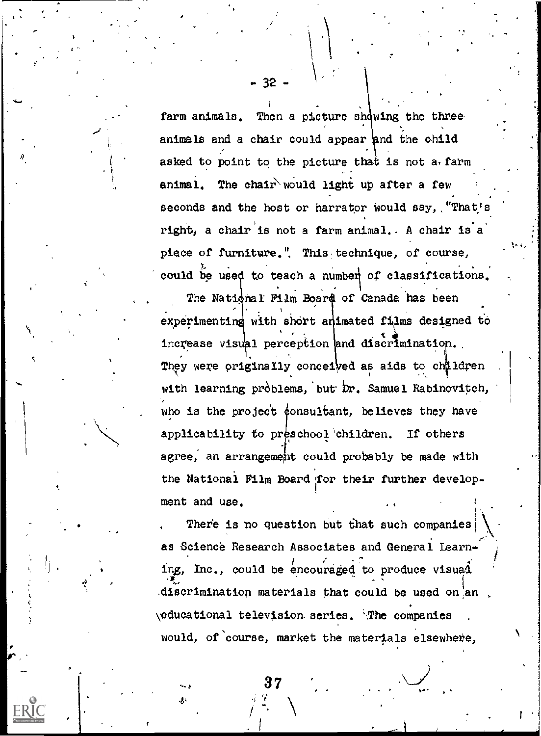farm animals. Then a picture showing the three animals and a chair could appear and the child asked to point to the picture that is not a farm animal. The chair would light up after a few seconds and the host or narrator would say, "That's right, a chair is not a farm animal. A chair is a piece of furniture." This technique, of course, could be used to teach a number of classifications.

The National Film Board of Canada has been experimenting with short animated films designed to increase visual perception and discrimination. They were originally conceived as aids to children with learning problems, but Dr. Samuel Rabinovitch, who is the project consultant, believes they have applicability to preschool children. If others agree, an arrangement could probably be made with the National Film Board for their further development and use.

There is no question but that such companies as Science Research Associates and General Learning, Inc., could be encouraged to produce visual discrimination materials that could be used on an educational television series. The companies would, of course, market the materials elsewhere,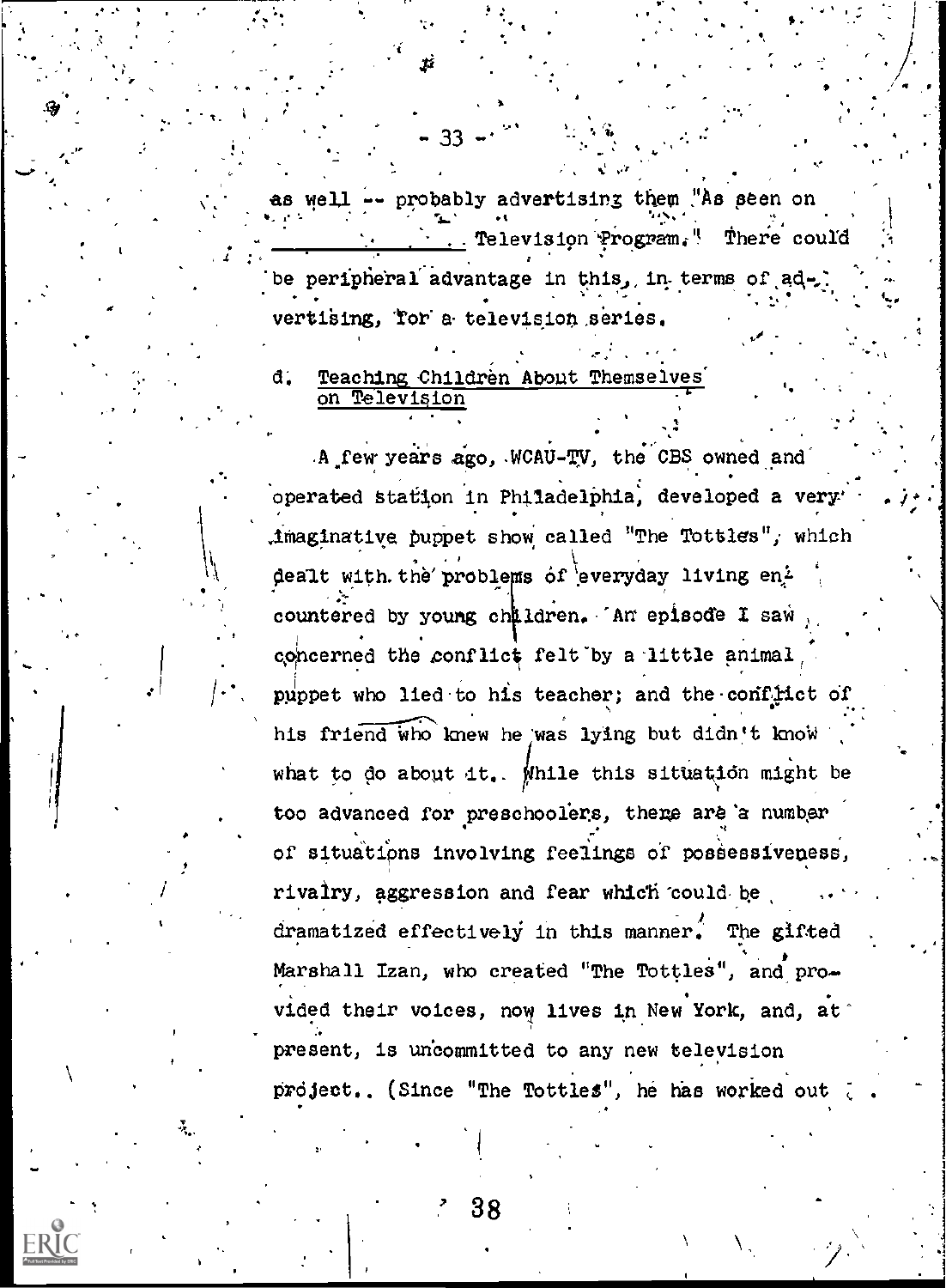as well -- probably advertising them "As seen on _______________ Television Program." There could be peripheral advantage in this, in terms of advertising, for a television series.

d. <u>Teaching Children About Themselves on Television</u>

A few years ago, WCAU-TV, the CBS owned and operated station in Philadelphia, developed a very imaginative puppet show called "The Tottles", which dealt with the problems of everyday living encountered by young children. An episode I saw concerned the conflict felt by a little animal puppet who lied to his teacher; and the conflict of his friend who knew he was lying but didn't know what to do about it. While this situation might be too advanced for preschoolers, there are a number of situations involving feelings of possessiveness, rivalry, aggression and fear which could be dramatized effectively in this manner. The gifted Marshall Izan, who created "The Tottles", and provided their voices, now lives in New York, and, at present, is uncommitted to any new television project. (Since "The Tottles", he has worked out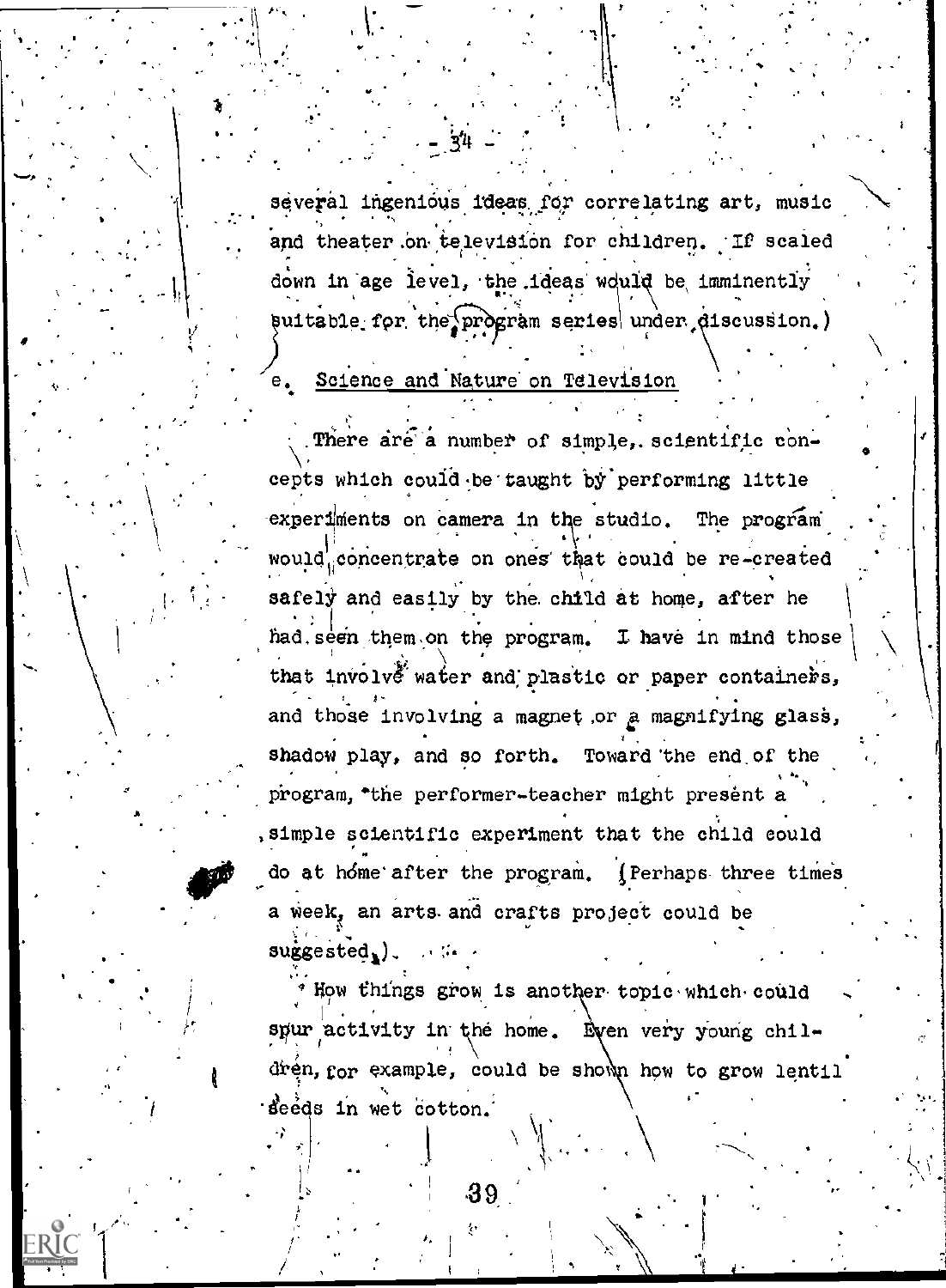several ingenious ideas for correlating art, music and theater on television for children. If scaled down in age level, the ideas would be imminently suitable for the program series under discussion.)

e. Science and Nature on Television

There are a number of simple, scientific concepts which could be taught by performing little experiments on camera in the studio. The program would concentrate on ones that could be re-created safely and easily by the child at home, after he had seen them on the program. I have in mind those that involve water and plastic or paper containers, and those involving a magnet or a magnifying glass, shadow play, and so forth. Toward the end of the program, the performer-teacher might present a simple scientific experiment that the child could do at home after the program. (Perhaps three times a week, an arts and crafts project could be suggested.)

How things grow is another topic which could spur activity in the home. Even very young children, for example, could be shown how to grow lentil seeds in wet cotton.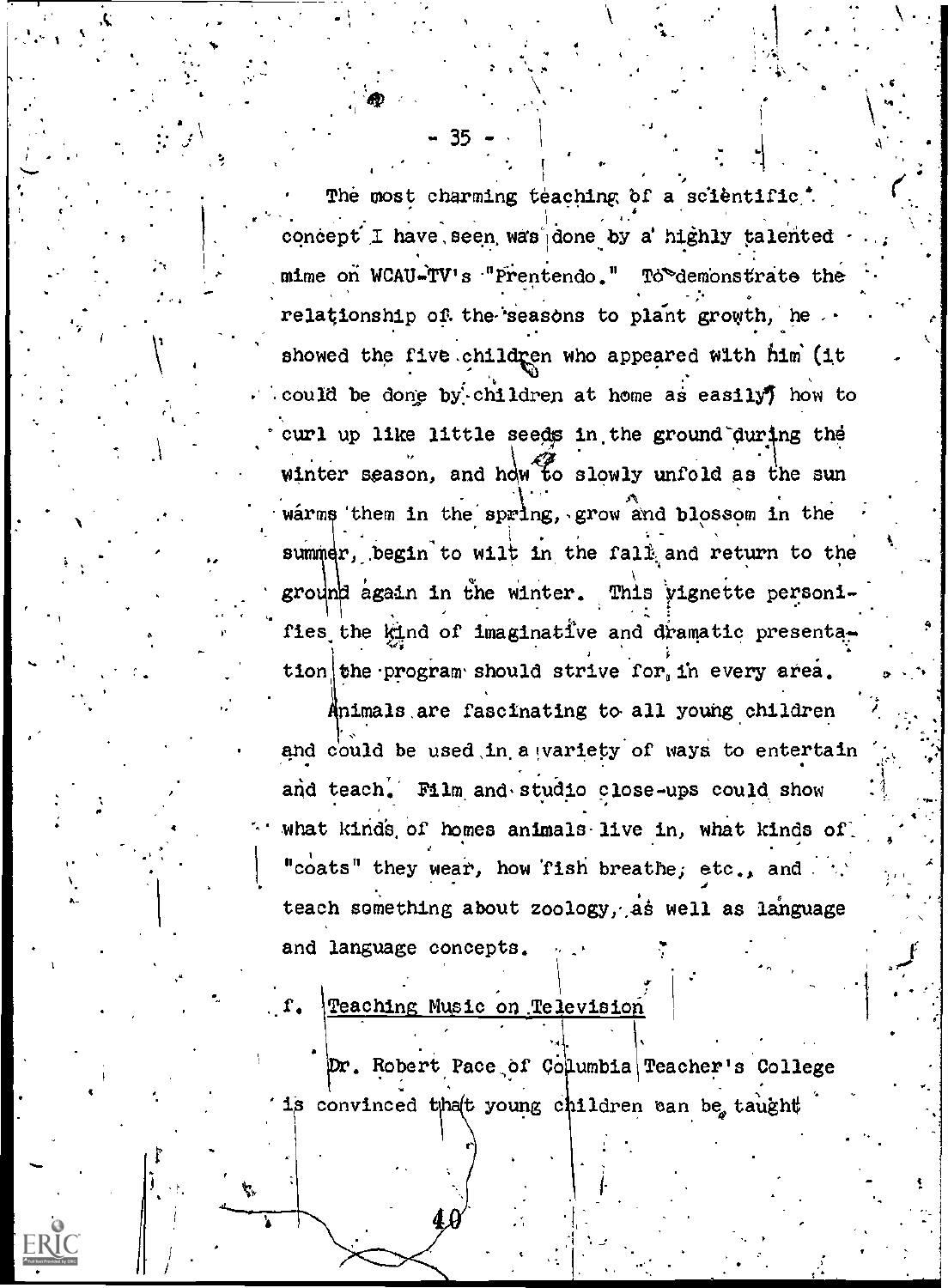The most charming teaching of a scientific concept I have seen was done by a highly talented mime on WCAU-TV's "Prentendo." To demonstrate the relationship of the seasons to plant growth, he showed the five children who appeared with him (it could be done by children at home as easily) how to curl up like little seeds in the ground during the winter season, and how to slowly unfold as the sun warms them in the spring, grow and blossom in the summer, begin to wilt in the fall and return to the ground again in the winter. This vignette personifies the kind of imaginative and dramatic presentation the program should strive for in every area.

Animals are fascinating to all young children and could be used in a variety of ways to entertain and teach. Film and studio close-ups could show what kinds of homes animals live in, what kinds of "coats" they wear, how fish breathe, etc., and teach something about zoology, as well as language and language concepts.

f. Teaching Music on Television

Dr. Robert Pace of Columbia Teacher's College is convinced that young children can be taught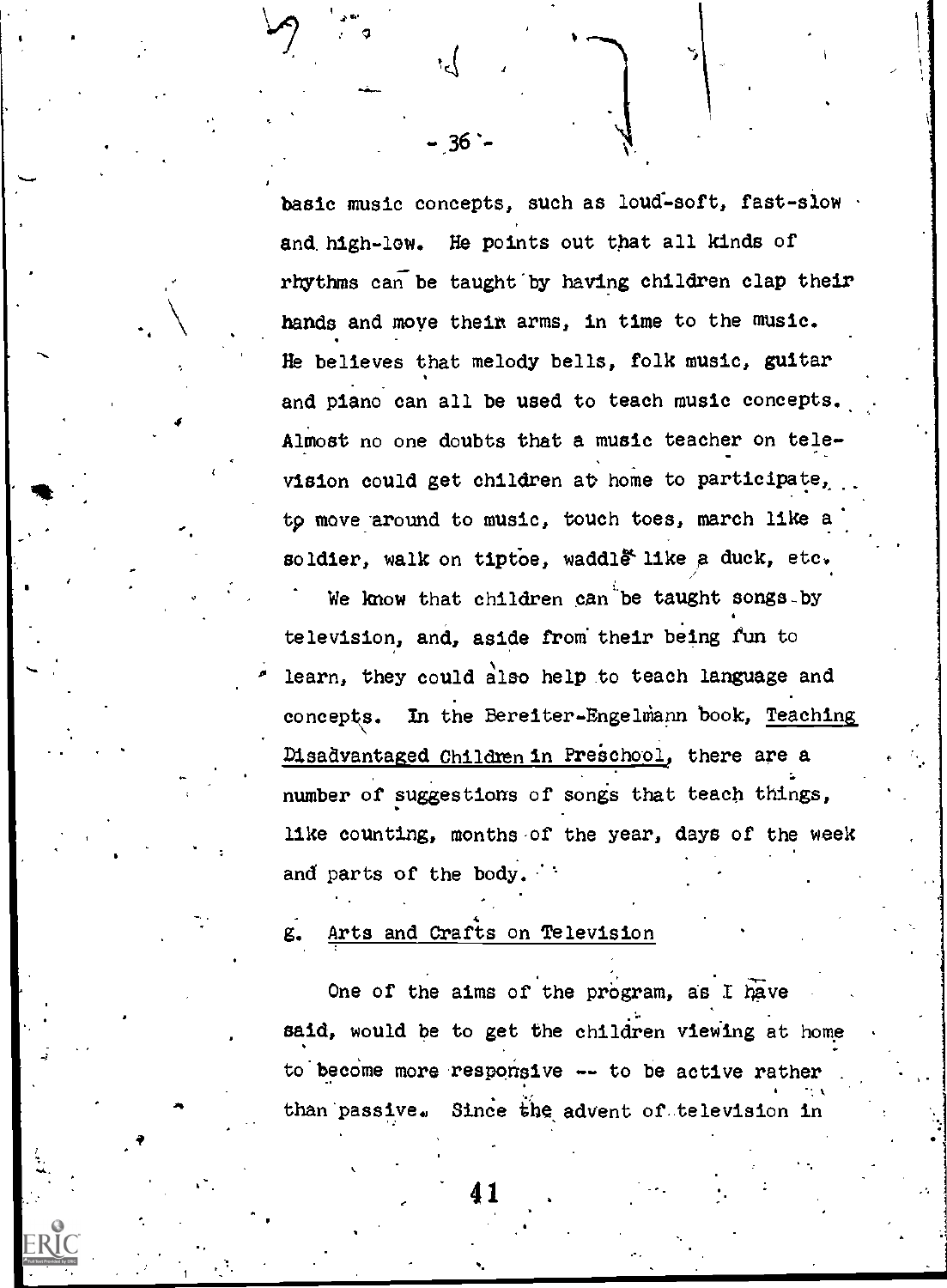basic music concepts, such as loud-soft, fast-slow and high-low. He points out that all kinds of rhythms can be taught by having children clap their hands and move their arms, in time to the music. He believes that melody bells, folk music, guitar and piano can all be used to teach music concepts. Almost no one doubts that a music teacher on television could get children at home to participate, to move around to music, touch toes, march like a soldier, walk on tiptoe, waddle like a duck, etc.

We know that children can be taught songs by television, and, aside from their being fun to learn, they could also help to teach language and concepts. In the Bereiter-Engelmann book, Teaching Disadvantaged Children in Preschool, there are a number of suggestions of songs that teach things, like counting, months of the year, days of the week and parts of the body.

### g. Arts and Crafts on Television

One of the aims of the program, as I have said, would be to get the children viewing at home to become more responsive -- to be active rather than passive. Since the advent of television in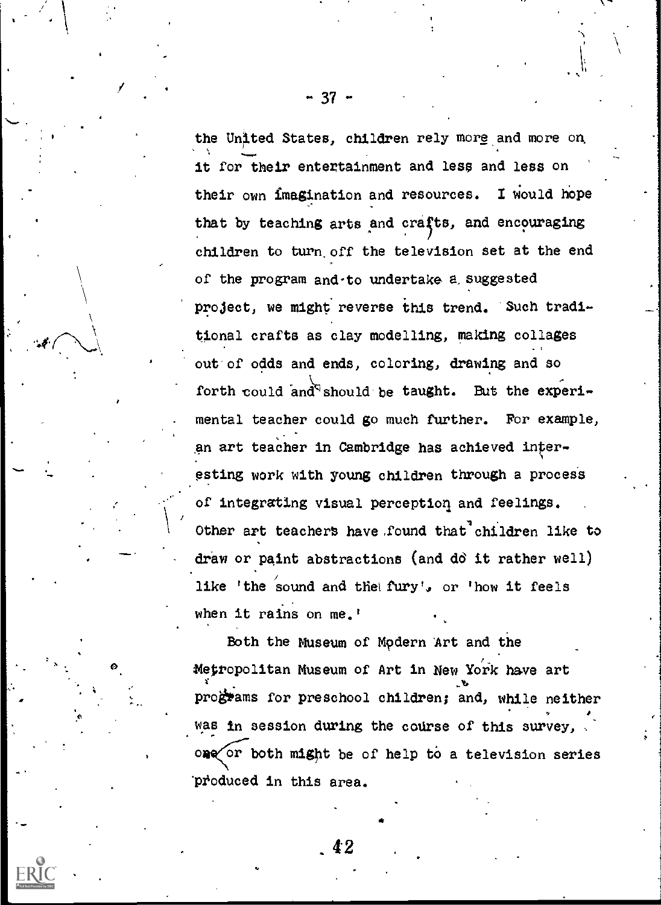the United States, children rely more and more on it for their entertainment and less and less on their own imagination and resources. I would hope that by teaching arts and crafts, and encouraging children to turn off the television set at the end of the program and to undertake a suggested project, we might reverse this trend. Such traditional crafts as clay modelling, making collages out of odds and ends, coloring, drawing and so forth could and should be taught. But the experimental teacher could go much further. For example, an art teacher in Cambridge has achieved interesting work with young children through a process of integrating visual perception and feelings. Other art teachers have found that children like to draw or paint abstractions (and do it rather well) like 'the sound and the fury', or 'how it feels when it rains on me.'

Both the Museum of Modern Art and the Metropolitan Museum of Art in New York have art programs for preschool children; and, while neither was in session during the course of this survey, one or both might be of help to a television series produced in this area.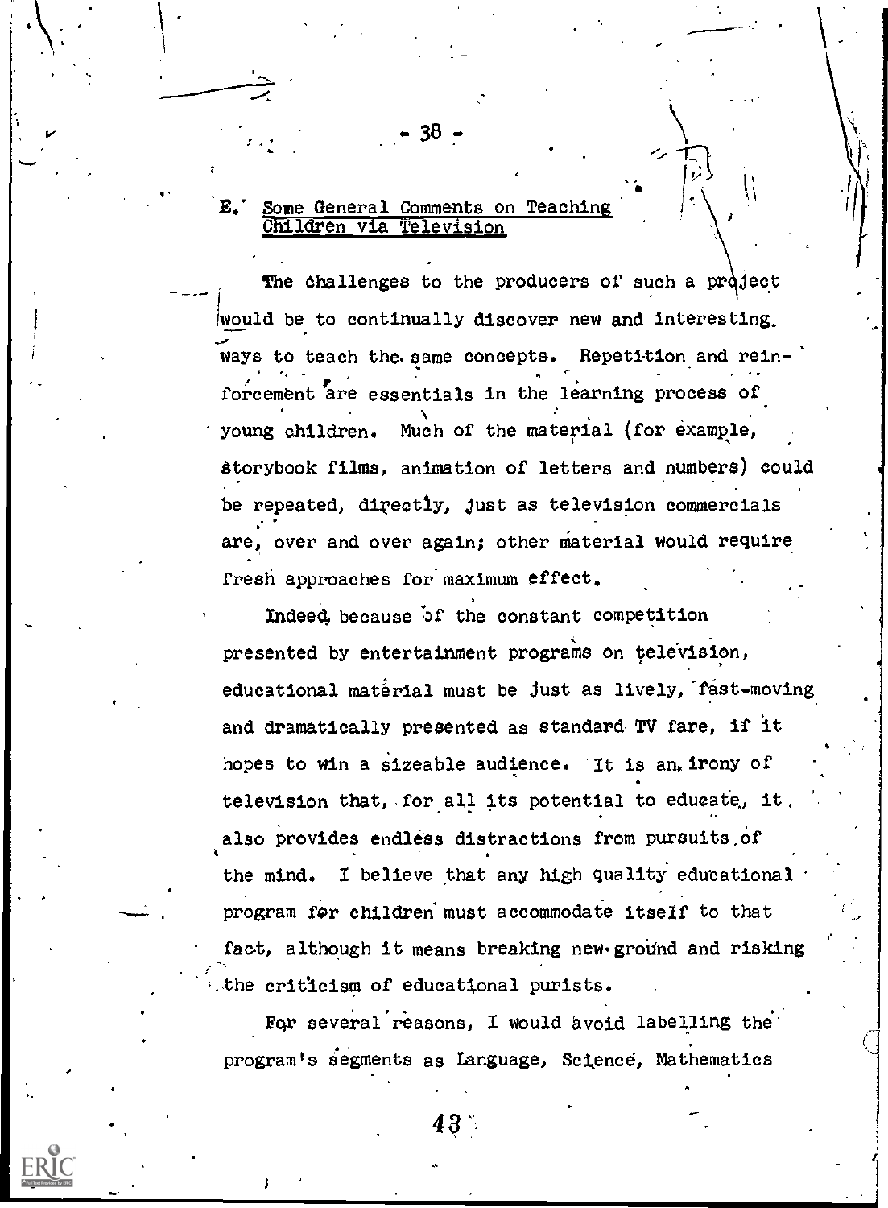### E. Some General Comments on Teaching Children via Television

The challenges to the producers of such a project would be to continually discover new and interesting ways to teach the same concepts. Repetition and reinforcement are essentials in the learning process of young children. Much of the material (for example, storybook films, animation of letters and numbers) could be repeated, directly, just as television commercials are, over and over again; other material would require fresh approaches for maximum effect.

Indeed, because of the constant competition presented by entertainment programs on television, educational material must be just as lively, fast-moving and dramatically presented as standard TV fare, if it hopes to win a sizeable audience. It is an irony of television that, for all its potential to educate, it also provides endless distractions from pursuits of the mind. I believe that any high quality educational program for children must accommodate itself to that fact, although it means breaking new ground and risking the criticism of educational purists.

For several reasons, I would avoid labelling the program's segments as Language, Science, Mathematics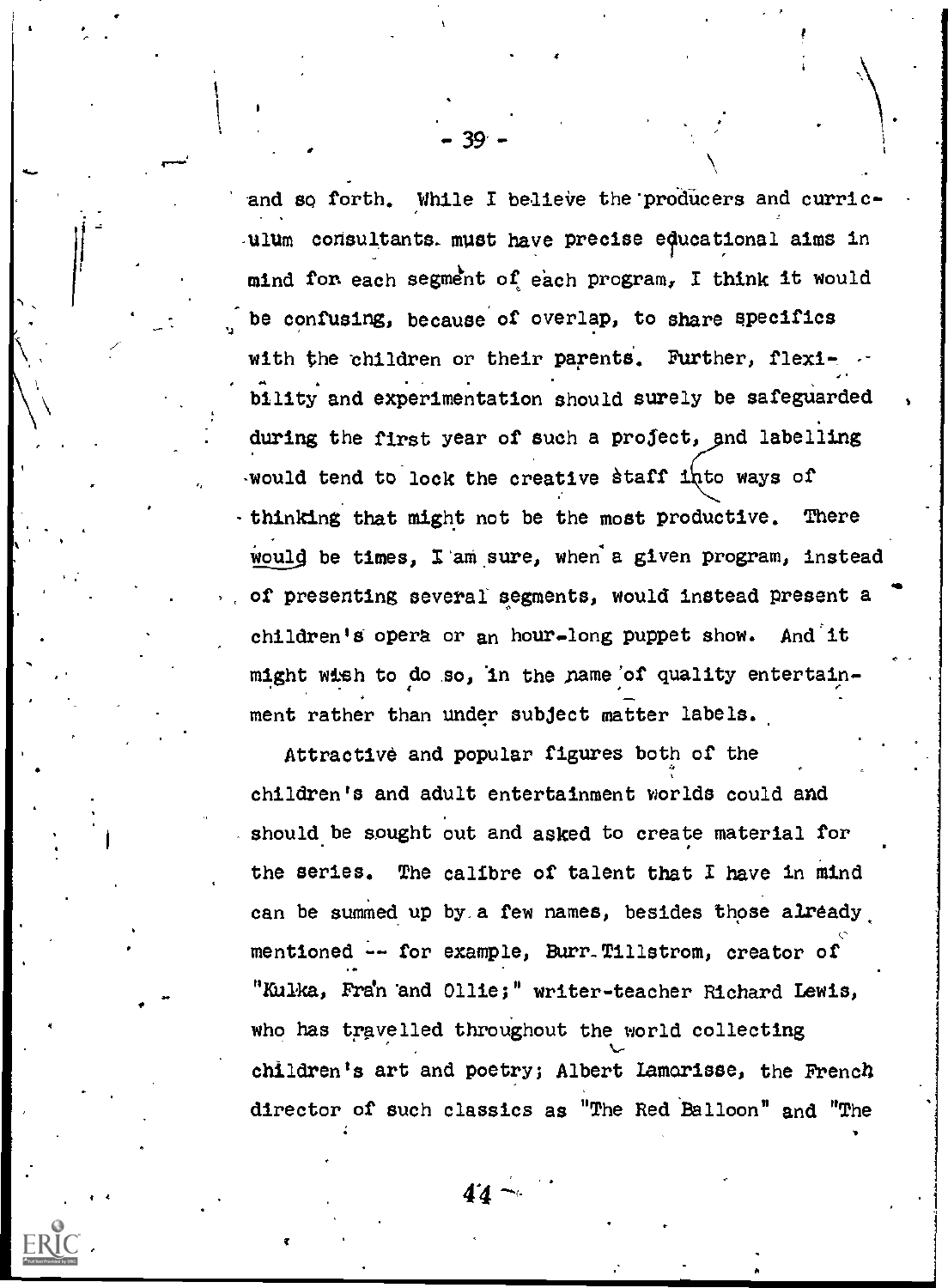and so forth. While I believe the producers and curriculum consultants must have precise educational aims in mind for each segment of each program, I think it would be confusing, because of overlap, to share specifics with the children or their parents. Further, flexibility and experimentation should surely be safeguarded during the first year of such a project, and labelling would tend to lock the creative staff into ways of thinking that might not be the most productive. There would be times, I am sure, when a given program, instead of presenting several segments, would instead present a children's opera or an hour-long puppet show. And it might wish to do so, in the name of quality entertainment rather than under subject matter labels.

Attractive and popular figures both of the children's and adult entertainment worlds could and should be sought out and asked to create material for the series. The calibre of talent that I have in mind can be summed up by a few names, besides those already mentioned -- for example, Burr Tillstrom, creator of "Kukla, Fran and Ollie;" writer-teacher Richard Lewis, who has travelled throughout the world collecting children's art and poetry; Albert Lamorisse, the French director of such classics as "The Red Balloon" and "The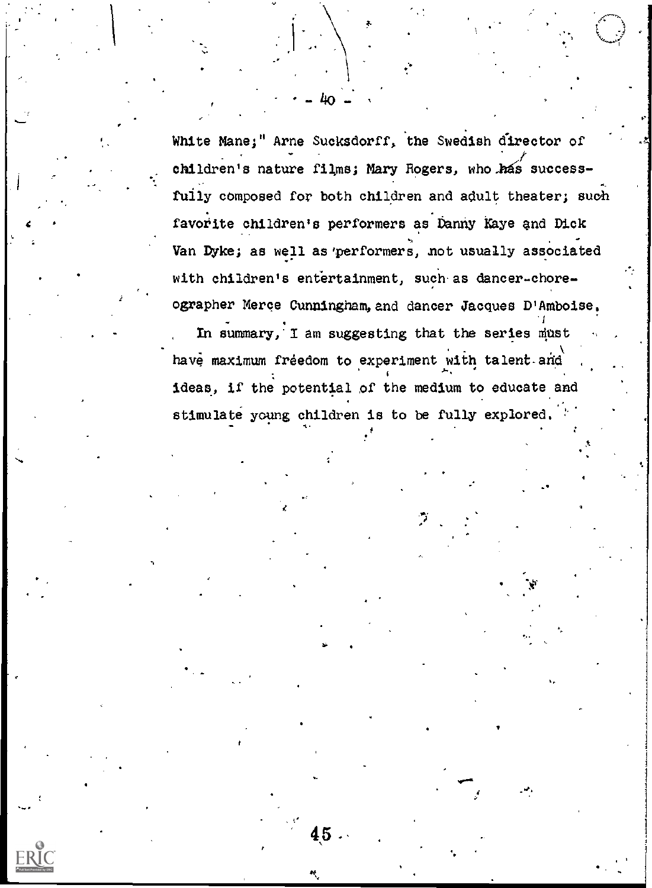White Mane;" Arne Sucksdorff, the Swedish director of children's nature films; Mary Rogers, who has successfully composed for both children and adult theater; such favorite children's performers as Danny Kaye and Dick Van Dyke; as well as performers, not usually associated with children's entertainment, such as dancer-choreographer Merce Cunningham, and dancer Jacques D'Amboise.

In summary, I am suggesting that the series must have maximum freedom to experiment with talent and ideas, if the potential of the medium to educate and stimulate young children is to be fully explored.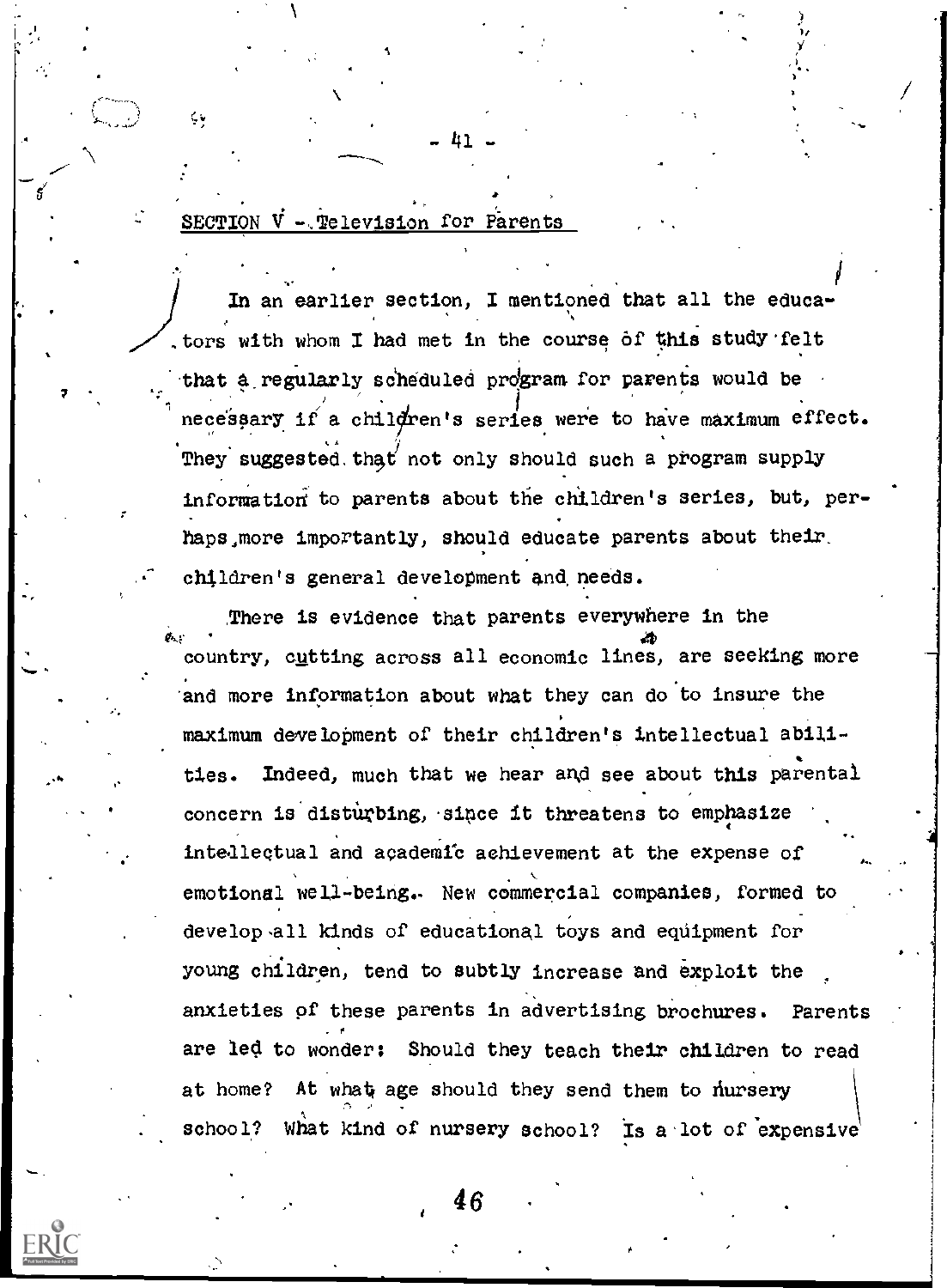## SECTION V - Television for Parents

In an earlier section, I mentioned that all the educators with whom I had met in the course of this study felt that a regularly scheduled program for parents would be necessary if a children's series were to have maximum effect. They suggested that not only should such a program supply information to parents about the children's series, but, perhaps, more importantly, should educate parents about their children's general development and needs.

There is evidence that parents everywhere in the country, cutting across all economic lines, are seeking more and more information about what they can do to insure the maximum development of their children's intellectual abilities. Indeed, much that we hear and see about this parental concern is disturbing, since it threatens to emphasize intellectual and academic achievement at the expense of emotional well-being. New commercial companies, formed to develop all kinds of educational toys and equipment for young children, tend to subtly increase and exploit the anxieties of these parents in advertising brochures. Parents are led to wonder: Should they teach their children to read at home? At what age should they send them to nursery school? What kind of nursery school? Is a lot of expensive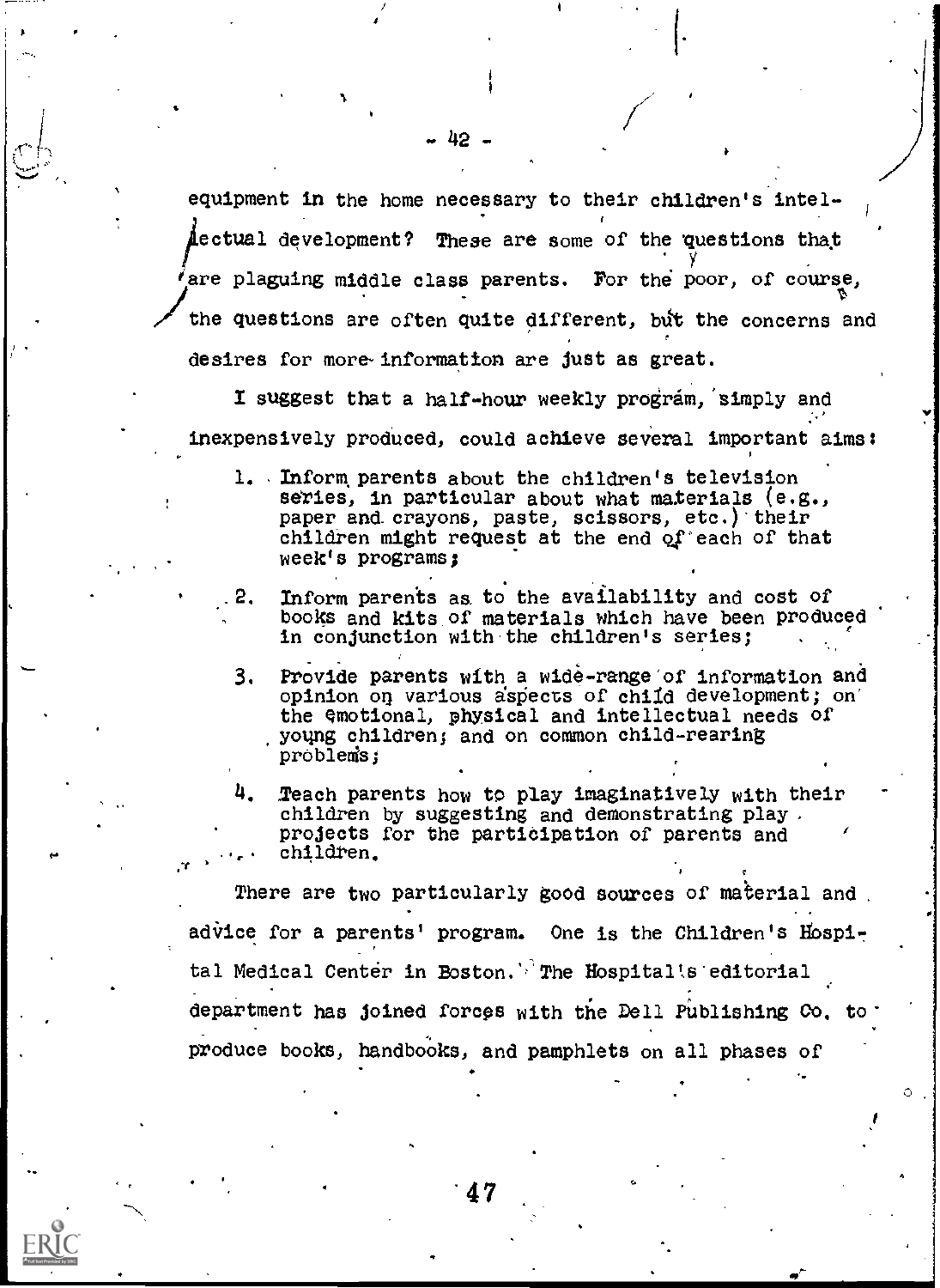equipment in the home necessary to their children's intellectual development? These are some of the questions that are plaguing middle class parents. For the poor, of course, the questions are often quite different, but the concerns and desires for more information are just as great.

I suggest that a half-hour weekly program, simply and inexpensively produced, could achieve several important aims:

1. Inform parents about the children's television series, in particular about what materials (e.g., paper and crayons, paste, scissors, etc.) their children might request at the end of each of that week's programs;
2. Inform parents as to the availability and cost of books and kits of materials which have been produced in conjunction with the children's series;
3. Provide parents with a wide-range of information and opinion on various aspects of child development; on the emotional, physical and intellectual needs of young children; and on common child-rearing problems;
4. Teach parents how to play imaginatively with their children by suggesting and demonstrating play projects for the participation of parents and children.

There are two particularly good sources of material and advice for a parents' program. One is the Children's Hospital Medical Center in Boston. The Hospital's editorial department has joined forces with the Dell Publishing Co. to produce books, handbooks, and pamphlets on all phases of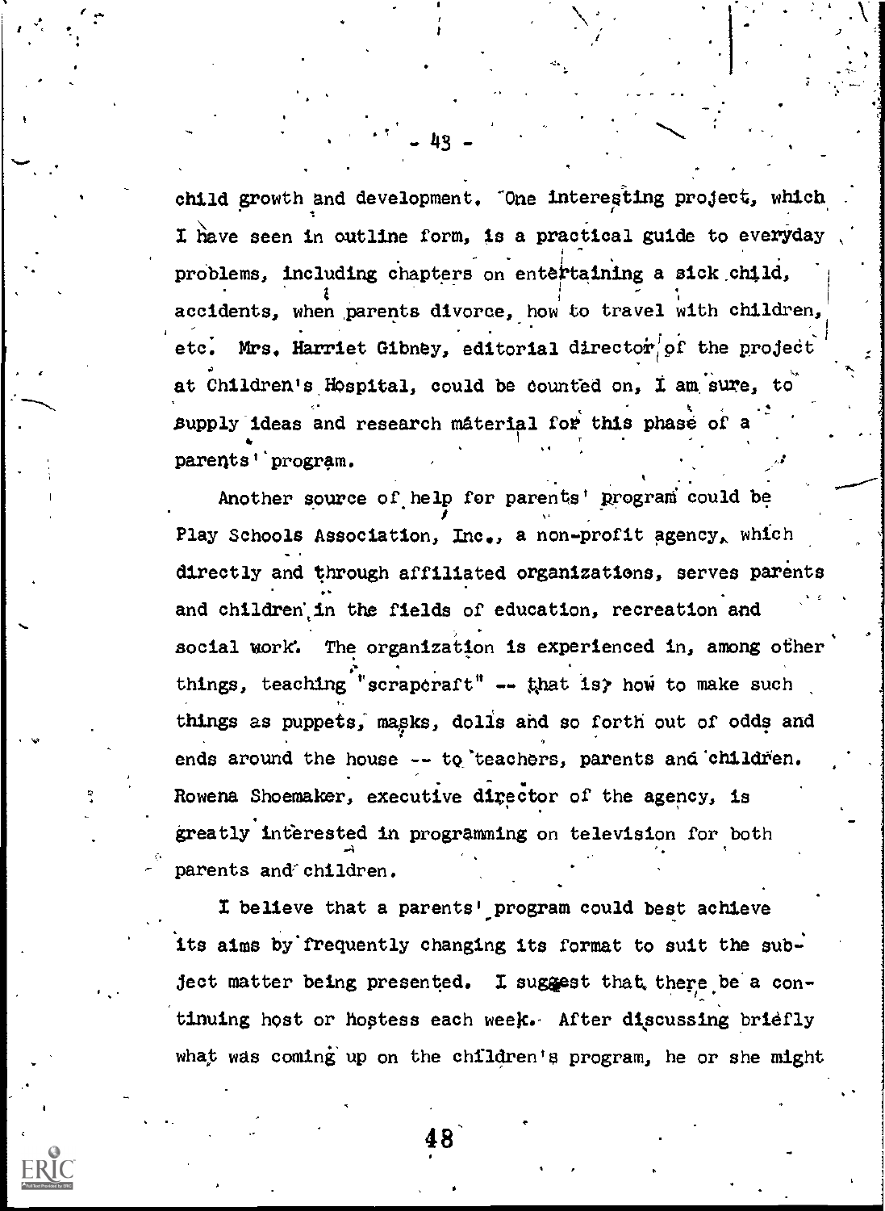child growth and development. One interesting project, which I have seen in outline form, is a practical guide to everyday problems, including chapters on entertaining a sick child, accidents, when parents divorce, how to travel with children, etc. Mrs. Harriet Gibney, editorial director of the project at Children's Hospital, could be counted on, I am sure, to supply ideas and research material for this phase of a parents' program.

Another source of help for parents' program could be Play Schools Association, Inc., a non-profit agency, which directly and through affiliated organizations, serves parents and children in the fields of education, recreation and social work. The organization is experienced in, among other things, teaching "scrapcraft" -- that is, how to make such things as puppets, masks, dolls and so forth out of odds and ends around the house -- to teachers, parents and children. Rowena Shoemaker, executive director of the agency, is greatly interested in programming on television for both parents and children.

I believe that a parents' program could best achieve its aims by frequently changing its format to suit the subject matter being presented. I suggest that there be a continuing host or hostess each week. After discussing briefly what was coming up on the children's program, he or she might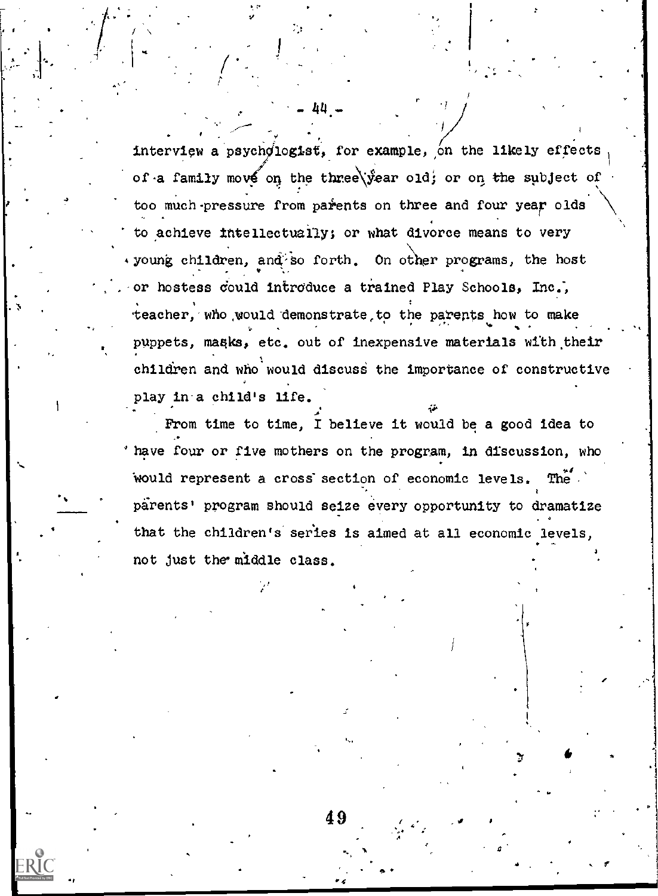interview a psychologist, for example, on the likely effects of a family move on the three year old; or on the subject of too much pressure from parents on three and four year olds to achieve intellectually; or what divorce means to very young children, and so forth. On other programs, the host or hostess could introduce a trained Play Schools, Inc., teacher, who would demonstrate to the parents how to make puppets, masks, etc. out of inexpensive materials with their children and who would discuss the importance of constructive play in a child's life.

From time to time, I believe it would be a good idea to have four or five mothers on the program, in discussion, who would represent a cross section of economic levels. The parents' program should seize every opportunity to dramatize that the children's series is aimed at all economic levels, not just the middle class.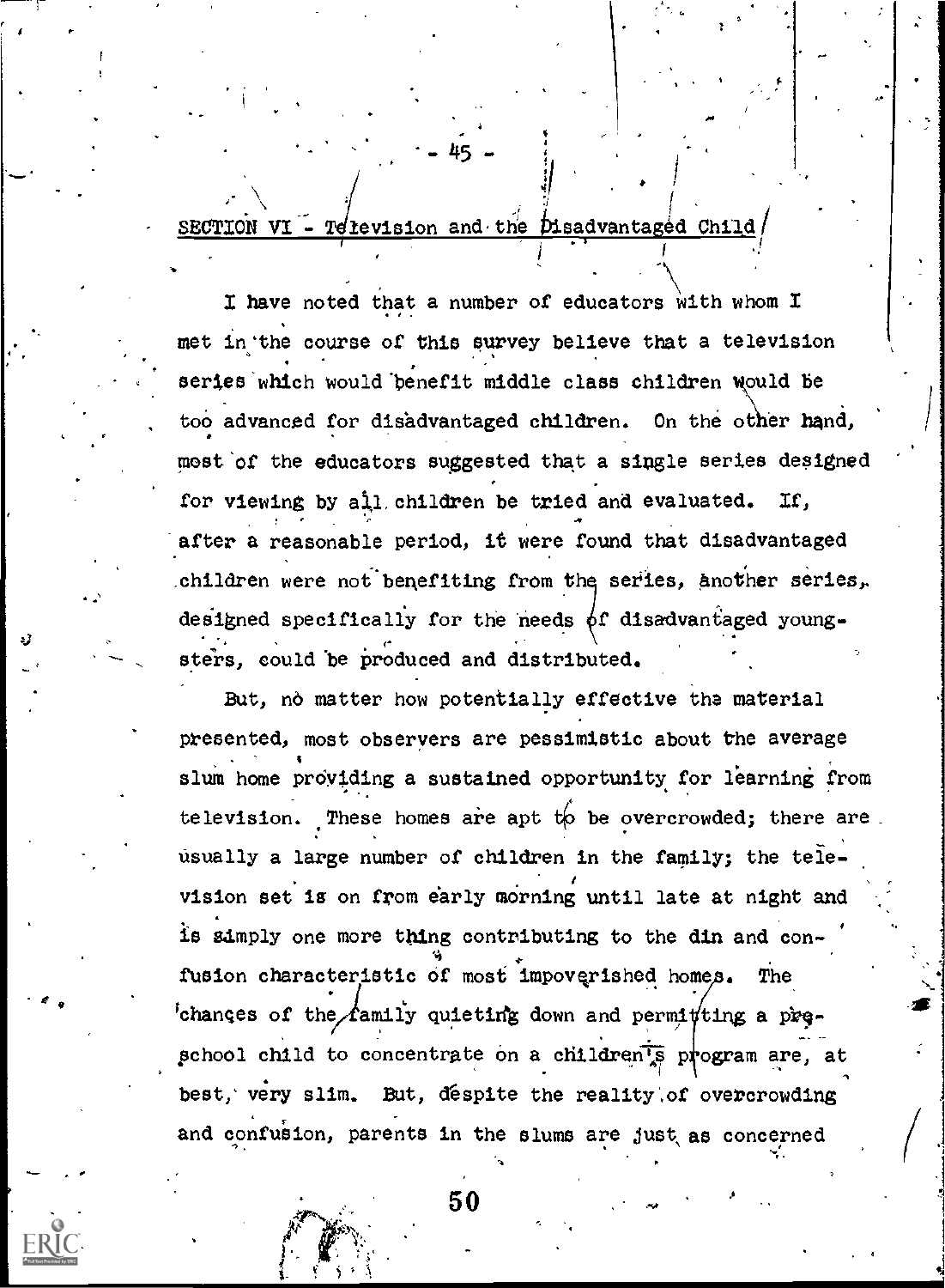## SECTION VI - Television and the Disadvantaged Child

I have noted that a number of educators with whom I met in the course of this survey believe that a television series which would benefit middle class children would be too advanced for disadvantaged children. On the other hand, most of the educators suggested that a single series designed for viewing by all children be tried and evaluated. If, after a reasonable period, it were found that disadvantaged children were not benefiting from the series, another series, designed specifically for the needs of disadvantaged youngsters, could be produced and distributed.

But, no matter how potentially effective the material presented, most observers are pessimistic about the average slum home providing a sustained opportunity for learning from television. These homes are apt to be overcrowded; there are usually a large number of children in the family; the television set is on from early morning until late at night and is simply one more thing contributing to the din and confusion characteristic of most impoverished homes. The chances of the family quieting down and permitting a preschool child to concentrate on a children's program are, at best, very slim. But, despite the reality of overcrowding and confusion, parents in the slums are just as concerned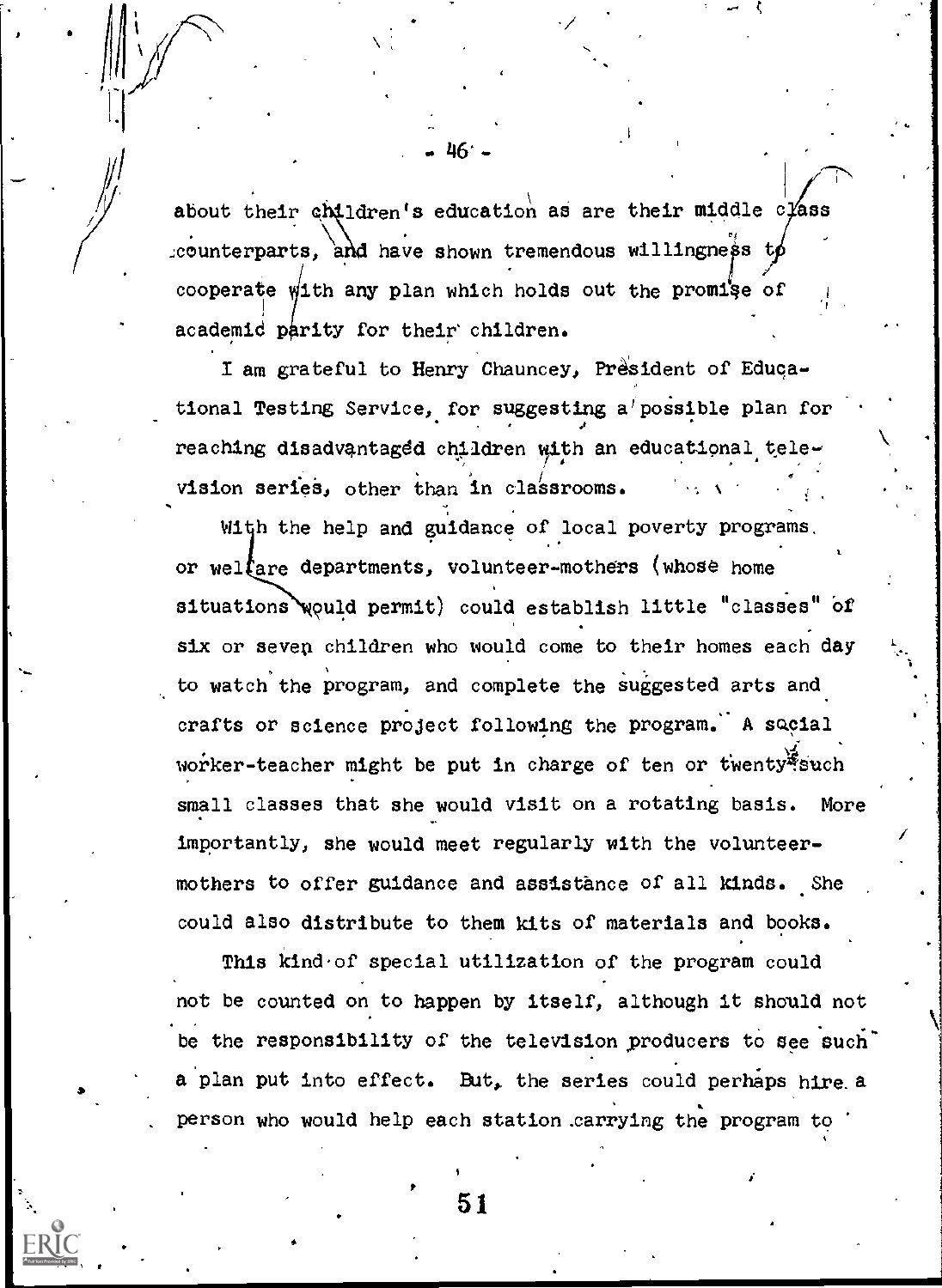about their children's education as are their middle class counterparts, and have shown tremendous willingness to cooperate with any plan which holds out the promise of academic parity for their children.

I am grateful to Henry Chauncey, President of Educational Testing Service, for suggesting a possible plan for reaching disadvantaged children with an educational television series, other than in classrooms.

With the help and guidance of local poverty programs or welfare departments, volunteer-mothers (whose home situations would permit) could establish little "classes" of six or seven children who would come to their homes each day to watch the program, and complete the suggested arts and crafts or science project following the program. A social worker-teacher might be put in charge of ten or twenty such small classes that she would visit on a rotating basis. More importantly, she would meet regularly with the volunteer-mothers to offer guidance and assistance of all kinds. She could also distribute to them kits of materials and books.

This kind of special utilization of the program could not be counted on to happen by itself, although it should not be the responsibility of the television producers to see such a plan put into effect. But, the series could perhaps hire a person who would help each station carrying the program to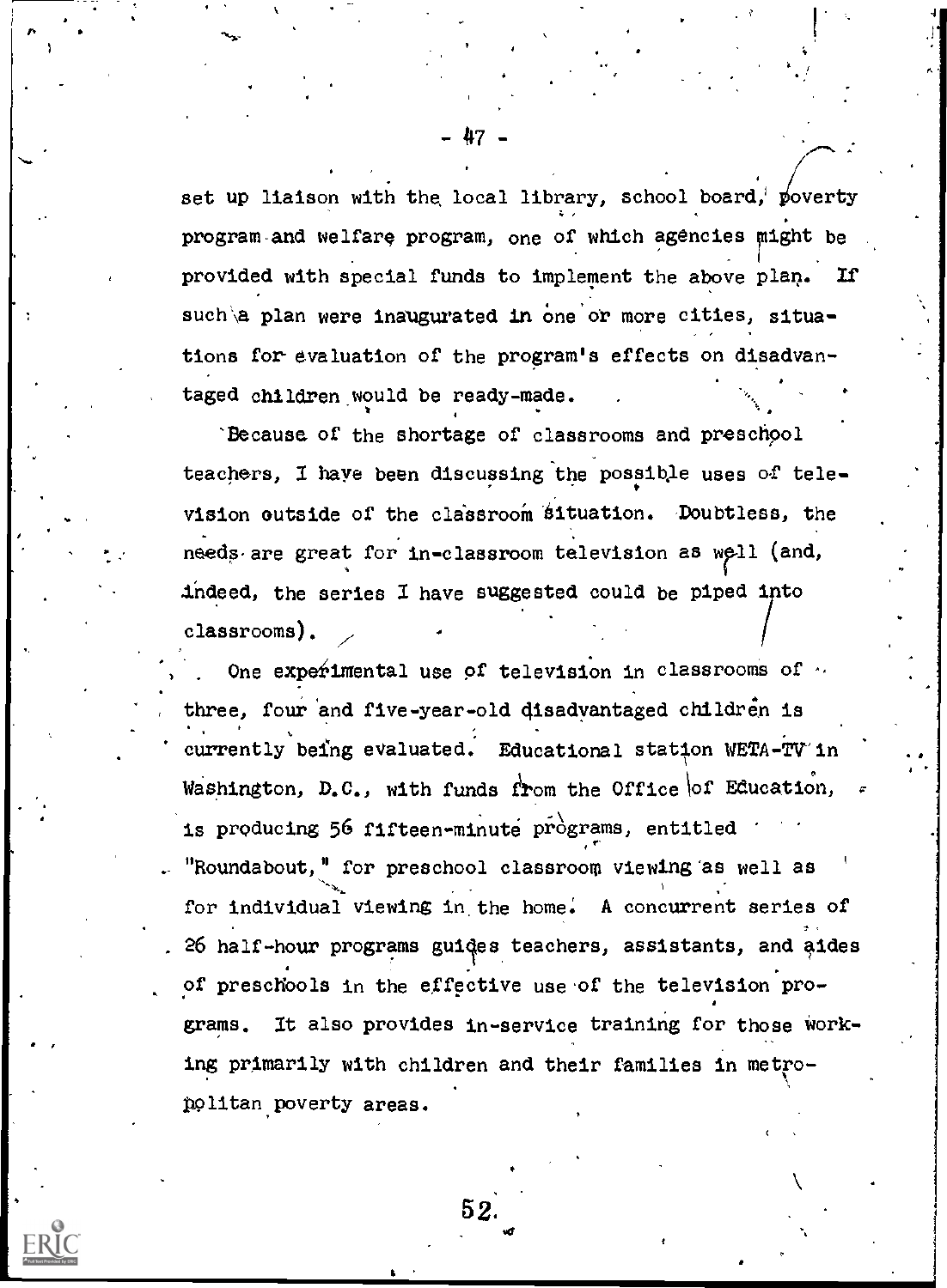set up liaison with the local library, school board, poverty program and welfare program, one of which agencies might be provided with special funds to implement the above plan. If such a plan were inaugurated in one or more cities, situations for evaluation of the program's effects on disadvantaged children would be ready-made.

Because of the shortage of classrooms and preschool teachers, I have been discussing the possible uses of television outside of the classroom situation. Doubtless, the needs are great for in-classroom television as well (and, indeed, the series I have suggested could be piped into classrooms).

One experimental use of television in classrooms of three, four and five-year-old disadvantaged children is currently being evaluated. Educational station WETA-TV in Washington, D.C., with funds from the Office of Education, is producing 56 fifteen-minute programs, entitled "Roundabout," for preschool classroom viewing as well as for individual viewing in the home. A concurrent series of 26 half-hour programs guides teachers, assistants, and aides of preschools in the effective use of the television programs. It also provides in-service training for those working primarily with children and their families in metropolitan poverty areas.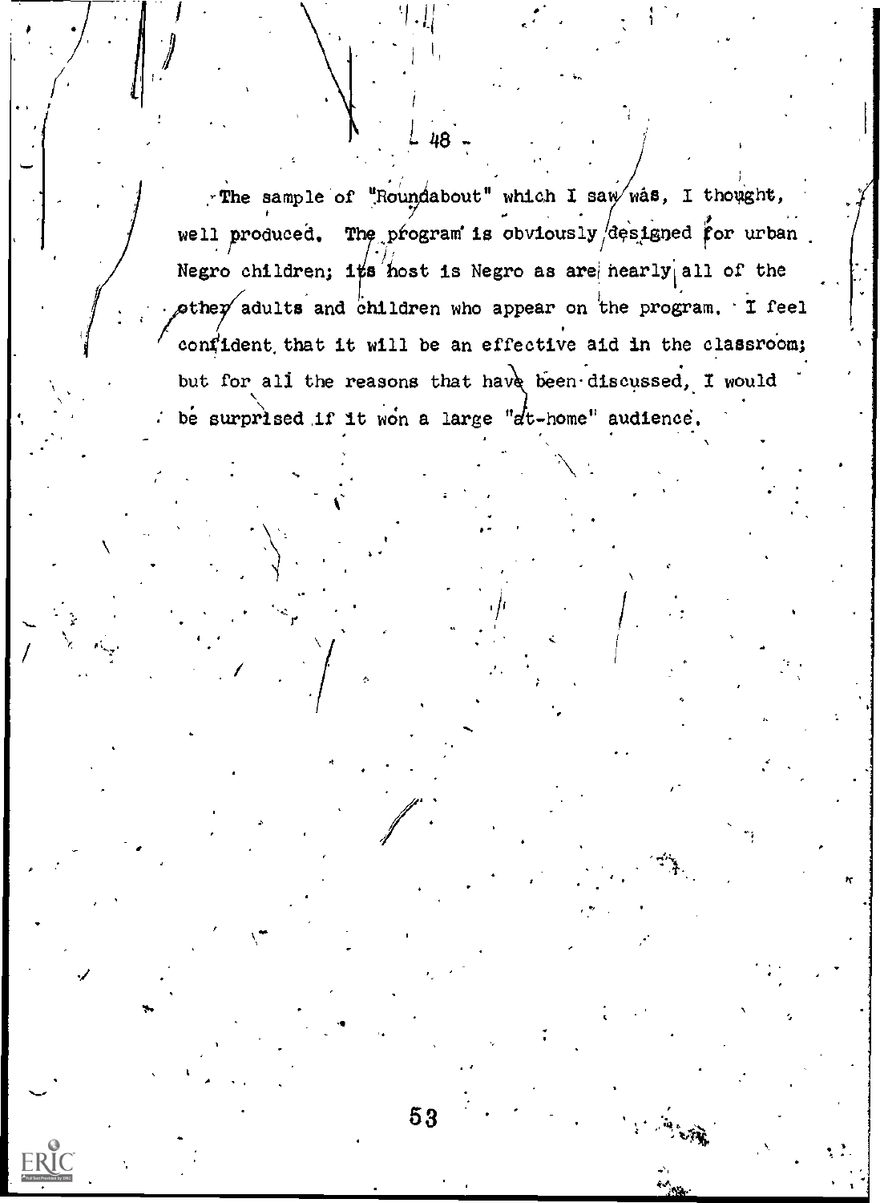The sample of "Roundabout" which I saw was, I thought, well produced. The program is obviously designed for urban Negro children; its host is Negro as are nearly all of the other adults and children who appear on the program. I feel confident that it will be an effective aid in the classroom; but for all the reasons that have been discussed, I would be surprised if it won a large "at-home" audience.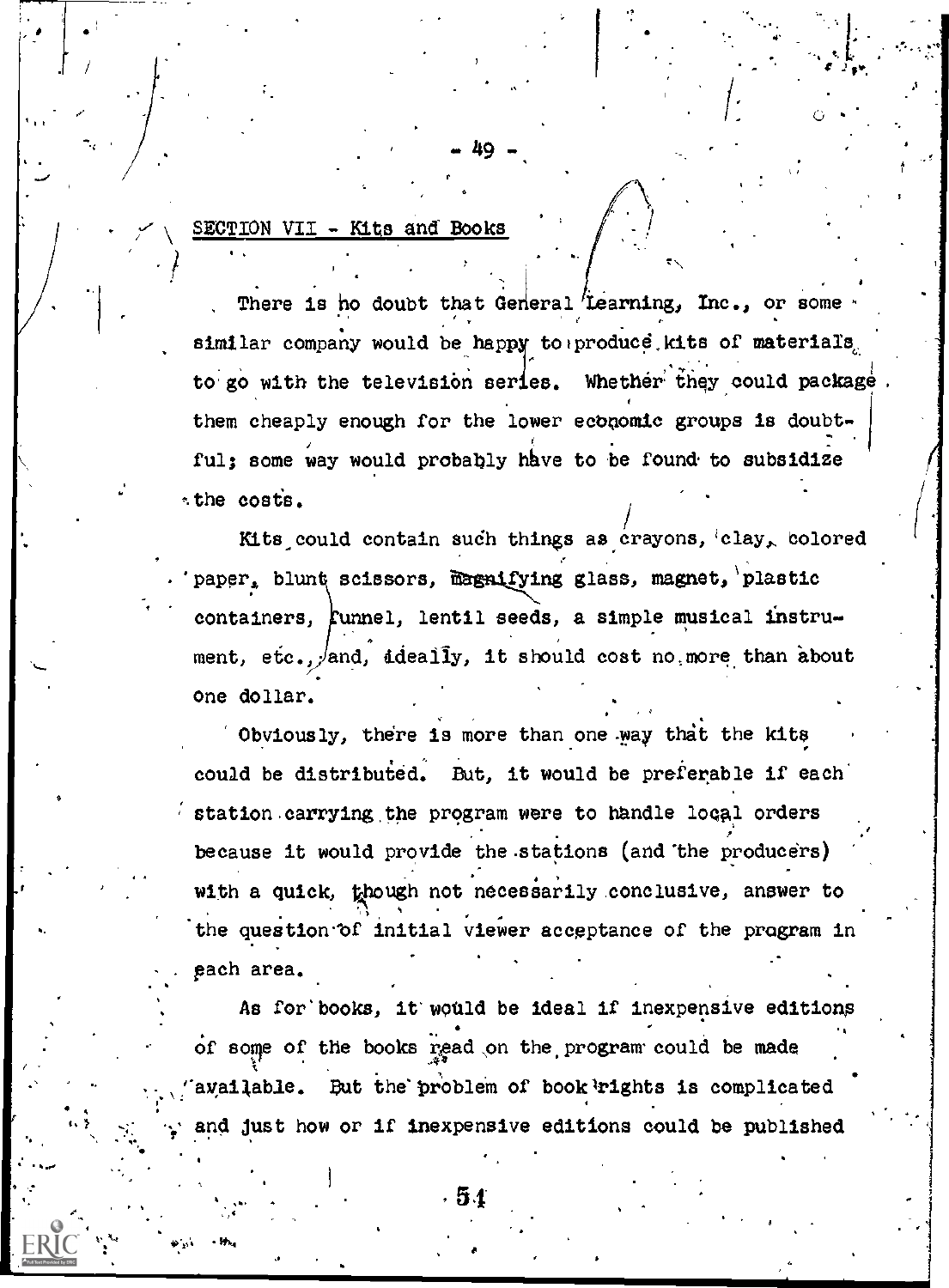## SECTION VII - Kits and Books

There is no doubt that General Learning, Inc., or some similar company would be happy to produce kits of materials to go with the television series. Whether they could package them cheaply enough for the lower economic groups is doubtful; some way would probably have to be found to subsidize the costs.

Kits could contain such things as crayons, clay, colored paper, blunt scissors, magnifying glass, magnet, plastic containers, funnel, lentil seeds, a simple musical instrument, etc., and, ideally, it should cost no more than about one dollar.

Obviously, there is more than one way that the kits could be distributed. But, it would be preferable if each station carrying the program were to handle local orders because it would provide the stations (and the producers) with a quick, though not necessarily conclusive, answer to the question of initial viewer acceptance of the program in each area.

As for books, it would be ideal if inexpensive editions of some of the books read on the program could be made available. But the problem of book rights is complicated and just how or if inexpensive editions could be published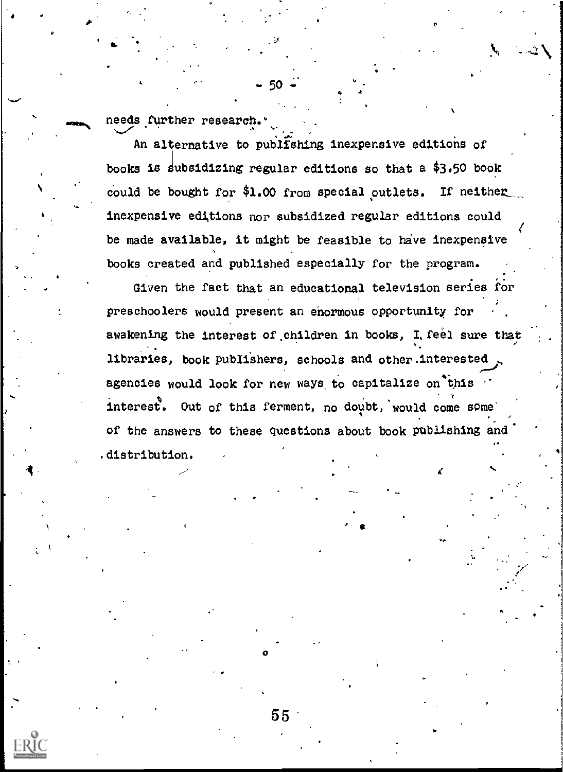needs further research.

An alternative to publishing inexpensive editions of books is subsidizing regular editions so that a $3.50 book could be bought for $1.00 from special outlets. If neither inexpensive editions nor subsidized regular editions could be made available, it might be feasible to have inexpensive books created and published especially for the program.

Given the fact that an educational television series for preschoolers would present an enormous opportunity for awakening the interest of children in books, I feel sure that libraries, book publishers, schools and other interested agencies would look for new ways to capitalize on this interest. Out of this ferment, no doubt, would come some of the answers to these questions about book publishing and distribution.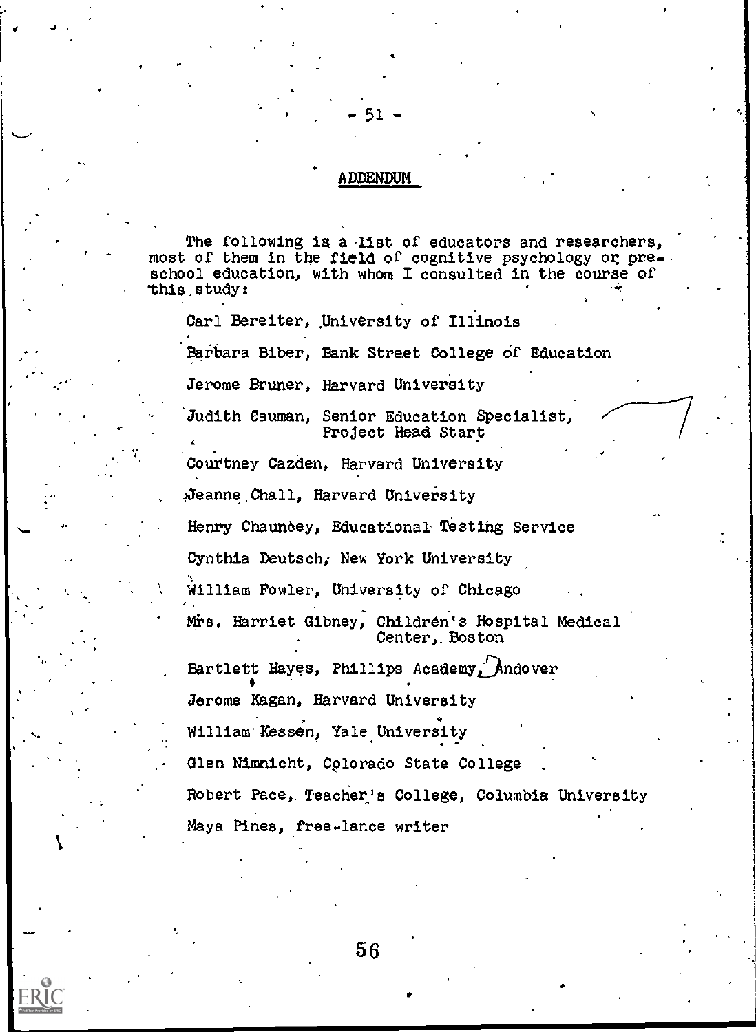## ADDENDUM

The following is a list of educators and researchers, most of them in the field of cognitive psychology or pre-school education, with whom I consulted in the course of this study:

Carl Bereiter, University of Illinois

Barbara Biber, Bank Street College of Education

Jerome Bruner, Harvard University

Judith Cauman, Senior Education Specialist, Project Head Start

Courtney Cazden, Harvard University

Jeanne Chall, Harvard University

Henry Chauncey, Educational Testing Service

Cynthia Deutsch, New York University

William Fowler, University of Chicago

Mrs. Harriet Gibney, Children's Hospital Medical Center, Boston

Bartlett Hayes, Phillips Academy, Andover

Jerome Kagan, Harvard University

William Kessen, Yale University

Glen Nimnicht, Colorado State College

Robert Pace, Teacher's College, Columbia University

Maya Pines, free-lance writer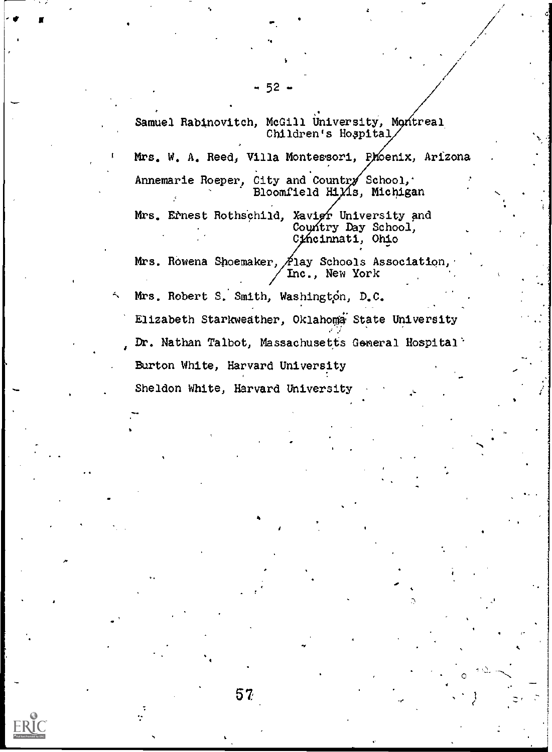Samuel Rabinovitch, McGill University, Montreal Children's Hospital

Mrs. W. A. Reed, Villa Montessori, Phoenix, Arizona

Annemarie Roeper, City and Country School, Bloomfield Hills, Michigan

Mrs. Ernest Rothschild, Xavier University and Country Day School, Cincinnati, Ohio

Mrs. Rowena Shoemaker, Play Schools Association, Inc., New York

Mrs. Robert S. Smith, Washington, D.C.

Elizabeth Starkweather, Oklahoma State University

Dr. Nathan Talbot, Massachusetts General Hospital

Burton White, Harvard University

Sheldon White, Harvard University